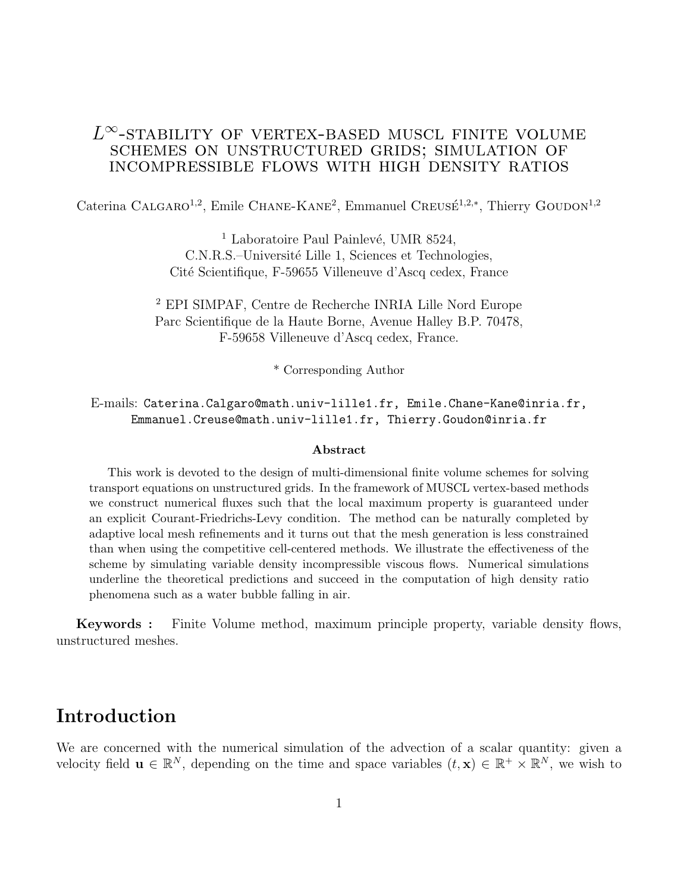# $L^\infty$-STABILITY OF VERTEX-BASED MUSCL FINITE VOLUME SCHEMES ON UNSTRUCTURED GRIDS; SIMULATION OF INCOMPRESSIBLE FLOWS WITH HIGH DENSITY RATIOS

Caterina CALGARO[1,2], Emile CHANE-KANE[2], Emmanuel CREUSÉ[1,2,*], Thierry GOUDON[1,2]

[1] Laboratoire Paul Painlevé, UMR 8524,
C.N.R.S.–Université Lille 1, Sciences et Technologies,
Cité Scientifique, F-59655 Villeneuve d'Ascq cedex, France

[2] EPI SIMPAF, Centre de Recherche INRIA Lille Nord Europe
Parc Scientifique de la Haute Borne, Avenue Halley B.P. 70478,
F-59658 Villeneuve d'Ascq cedex, France.

* Corresponding Author

E-mails: Caterina.Calgaro@math.univ-lille1.fr, Emile.Chane-Kane@inria.fr, Emmanuel.Creuse@math.univ-lille1.fr, Thierry.Goudon@inria.fr

**Abstract**

This work is devoted to the design of multi-dimensional finite volume schemes for solving transport equations on unstructured grids. In the framework of MUSCL vertex-based methods we construct numerical fluxes such that the local maximum property is guaranteed under an explicit Courant-Friedrichs-Levy condition. The method can be naturally completed by adaptive local mesh refinements and it turns out that the mesh generation is less constrained than when using the competitive cell-centered methods. We illustrate the effectiveness of the scheme by simulating variable density incompressible viscous flows. Numerical simulations underline the theoretical predictions and succeed in the computation of high density ratio phenomena such as a water bubble falling in air.

**Keywords :** Finite Volume method, maximum principle property, variable density flows, unstructured meshes.

# Introduction

We are concerned with the numerical simulation of the advection of a scalar quantity: given a velocity field $\mathbf{u} \in \mathbb{R}^N$, depending on the time and space variables $(t, \mathbf{x}) \in \mathbb{R}^+ \times \mathbb{R}^N$, we wish to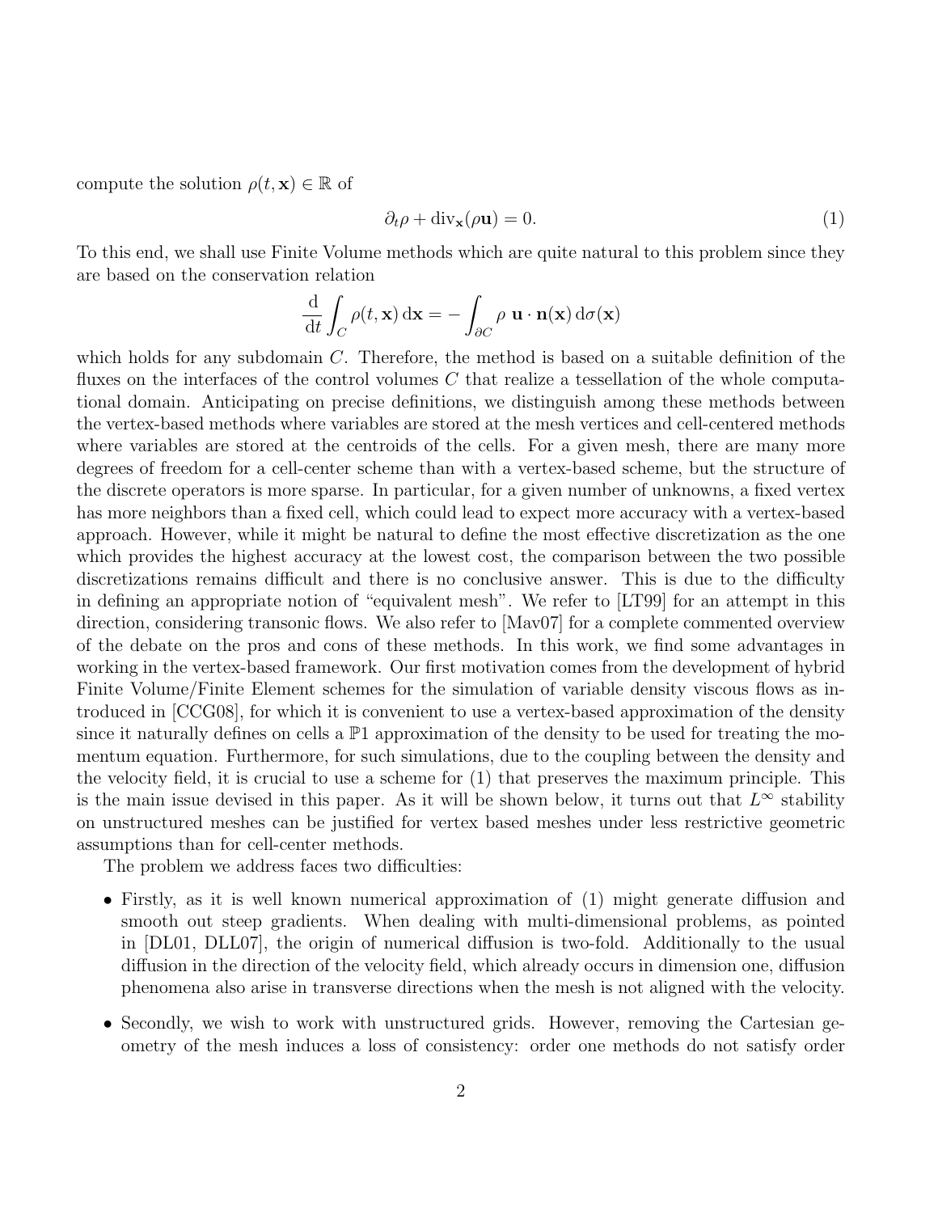compute the solution $\rho(t, \mathbf{x}) \in \mathbb{R}$ of

$$\partial_t \rho + \mathrm{div}_{\mathbf{x}}(\rho \mathbf{u}) = 0. \tag{1}$$

To this end, we shall use Finite Volume methods which are quite natural to this problem since they are based on the conservation relation

$$\frac{\mathrm{d}}{\mathrm{d}t} \int_C \rho(t, \mathbf{x}) \,\mathrm{d}\mathbf{x} = - \int_{\partial C} \rho \; \mathbf{u} \cdot \mathbf{n}(\mathbf{x}) \,\mathrm{d}\sigma(\mathbf{x})$$

which holds for any subdomain $C$. Therefore, the method is based on a suitable definition of the fluxes on the interfaces of the control volumes $C$ that realize a tessellation of the whole computational domain. Anticipating on precise definitions, we distinguish among these methods between the vertex-based methods where variables are stored at the mesh vertices and cell-centered methods where variables are stored at the centroids of the cells. For a given mesh, there are many more degrees of freedom for a cell-center scheme than with a vertex-based scheme, but the structure of the discrete operators is more sparse. In particular, for a given number of unknowns, a fixed vertex has more neighbors than a fixed cell, which could lead to expect more accuracy with a vertex-based approach. However, while it might be natural to define the most effective discretization as the one which provides the highest accuracy at the lowest cost, the comparison between the two possible discretizations remains difficult and there is no conclusive answer. This is due to the difficulty in defining an appropriate notion of "equivalent mesh". We refer to [LT99] for an attempt in this direction, considering transonic flows. We also refer to [Mav07] for a complete commented overview of the debate on the pros and cons of these methods. In this work, we find some advantages in working in the vertex-based framework. Our first motivation comes from the development of hybrid Finite Volume/Finite Element schemes for the simulation of variable density viscous flows as introduced in [CCG08], for which it is convenient to use a vertex-based approximation of the density since it naturally defines on cells a $\mathbb{P}1$ approximation of the density to be used for treating the momentum equation. Furthermore, for such simulations, due to the coupling between the density and the velocity field, it is crucial to use a scheme for (1) that preserves the maximum principle. This is the main issue devised in this paper. As it will be shown below, it turns out that $L^\infty$ stability on unstructured meshes can be justified for vertex based meshes under less restrictive geometric assumptions than for cell-center methods.

The problem we address faces two difficulties:

- Firstly, as it is well known numerical approximation of (1) might generate diffusion and smooth out steep gradients. When dealing with multi-dimensional problems, as pointed in [DL01, DLL07], the origin of numerical diffusion is two-fold. Additionally to the usual diffusion in the direction of the velocity field, which already occurs in dimension one, diffusion phenomena also arise in transverse directions when the mesh is not aligned with the velocity.
- Secondly, we wish to work with unstructured grids. However, removing the Cartesian geometry of the mesh induces a loss of consistency: order one methods do not satisfy order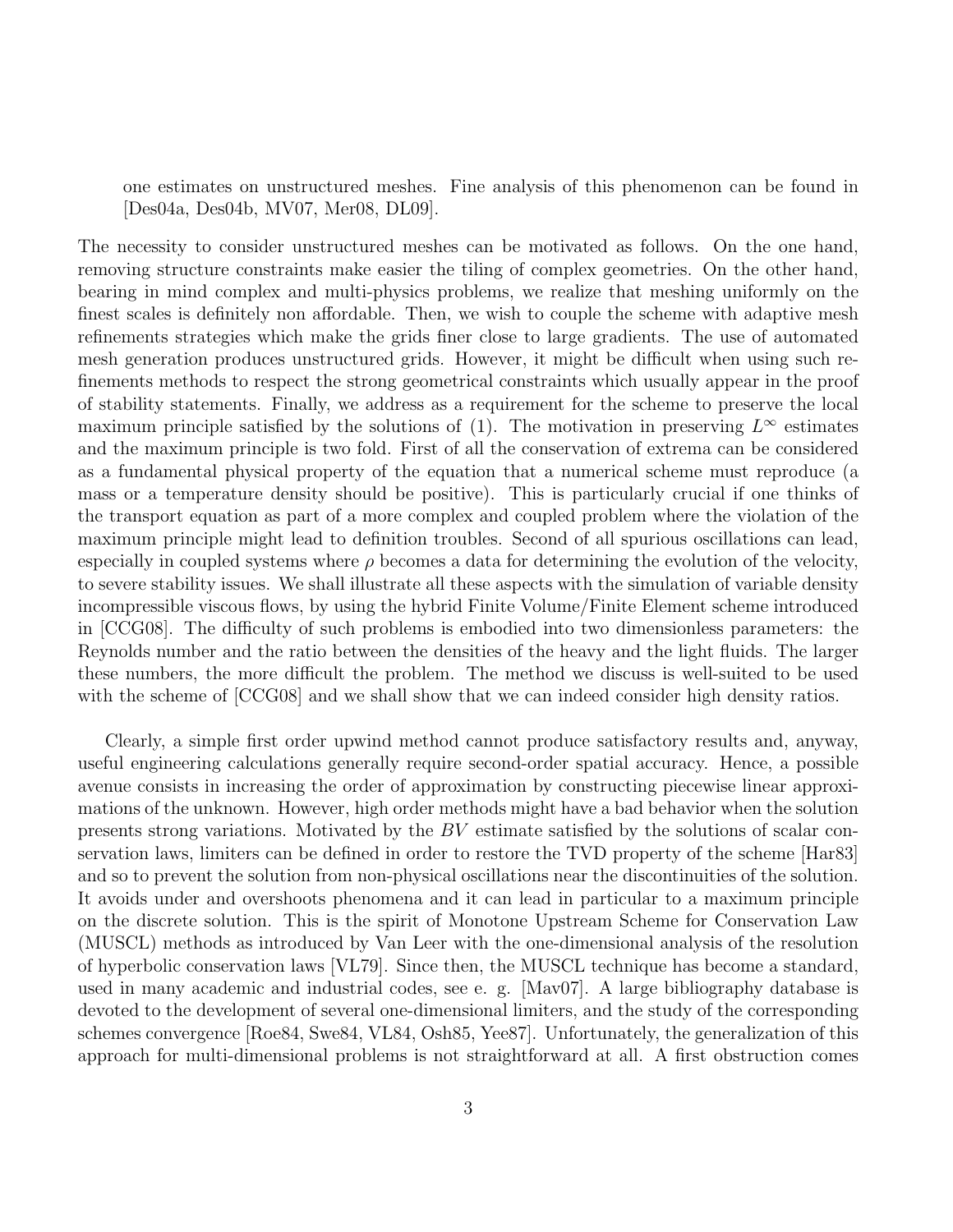one estimates on unstructured meshes. Fine analysis of this phenomenon can be found in [Des04a, Des04b, MV07, Mer08, DL09].

The necessity to consider unstructured meshes can be motivated as follows. On the one hand, removing structure constraints make easier the tiling of complex geometries. On the other hand, bearing in mind complex and multi-physics problems, we realize that meshing uniformly on the finest scales is definitely non affordable. Then, we wish to couple the scheme with adaptive mesh refinements strategies which make the grids finer close to large gradients. The use of automated mesh generation produces unstructured grids. However, it might be difficult when using such refinements methods to respect the strong geometrical constraints which usually appear in the proof of stability statements. Finally, we address as a requirement for the scheme to preserve the local maximum principle satisfied by the solutions of (1). The motivation in preserving $L^\infty$ estimates and the maximum principle is two fold. First of all the conservation of extrema can be considered as a fundamental physical property of the equation that a numerical scheme must reproduce (a mass or a temperature density should be positive). This is particularly crucial if one thinks of the transport equation as part of a more complex and coupled problem where the violation of the maximum principle might lead to definition troubles. Second of all spurious oscillations can lead, especially in coupled systems where $\rho$ becomes a data for determining the evolution of the velocity, to severe stability issues. We shall illustrate all these aspects with the simulation of variable density incompressible viscous flows, by using the hybrid Finite Volume/Finite Element scheme introduced in [CCG08]. The difficulty of such problems is embodied into two dimensionless parameters: the Reynolds number and the ratio between the densities of the heavy and the light fluids. The larger these numbers, the more difficult the problem. The method we discuss is well-suited to be used with the scheme of [CCG08] and we shall show that we can indeed consider high density ratios.

Clearly, a simple first order upwind method cannot produce satisfactory results and, anyway, useful engineering calculations generally require second-order spatial accuracy. Hence, a possible avenue consists in increasing the order of approximation by constructing piecewise linear approximations of the unknown. However, high order methods might have a bad behavior when the solution presents strong variations. Motivated by the $BV$ estimate satisfied by the solutions of scalar conservation laws, limiters can be defined in order to restore the TVD property of the scheme [Har83] and so to prevent the solution from non-physical oscillations near the discontinuities of the solution. It avoids under and overshoots phenomena and it can lead in particular to a maximum principle on the discrete solution. This is the spirit of Monotone Upstream Scheme for Conservation Law (MUSCL) methods as introduced by Van Leer with the one-dimensional analysis of the resolution of hyperbolic conservation laws [VL79]. Since then, the MUSCL technique has become a standard, used in many academic and industrial codes, see e. g. [Mav07]. A large bibliography database is devoted to the development of several one-dimensional limiters, and the study of the corresponding schemes convergence [Roe84, Swe84, VL84, Osh85, Yee87]. Unfortunately, the generalization of this approach for multi-dimensional problems is not straightforward at all. A first obstruction comes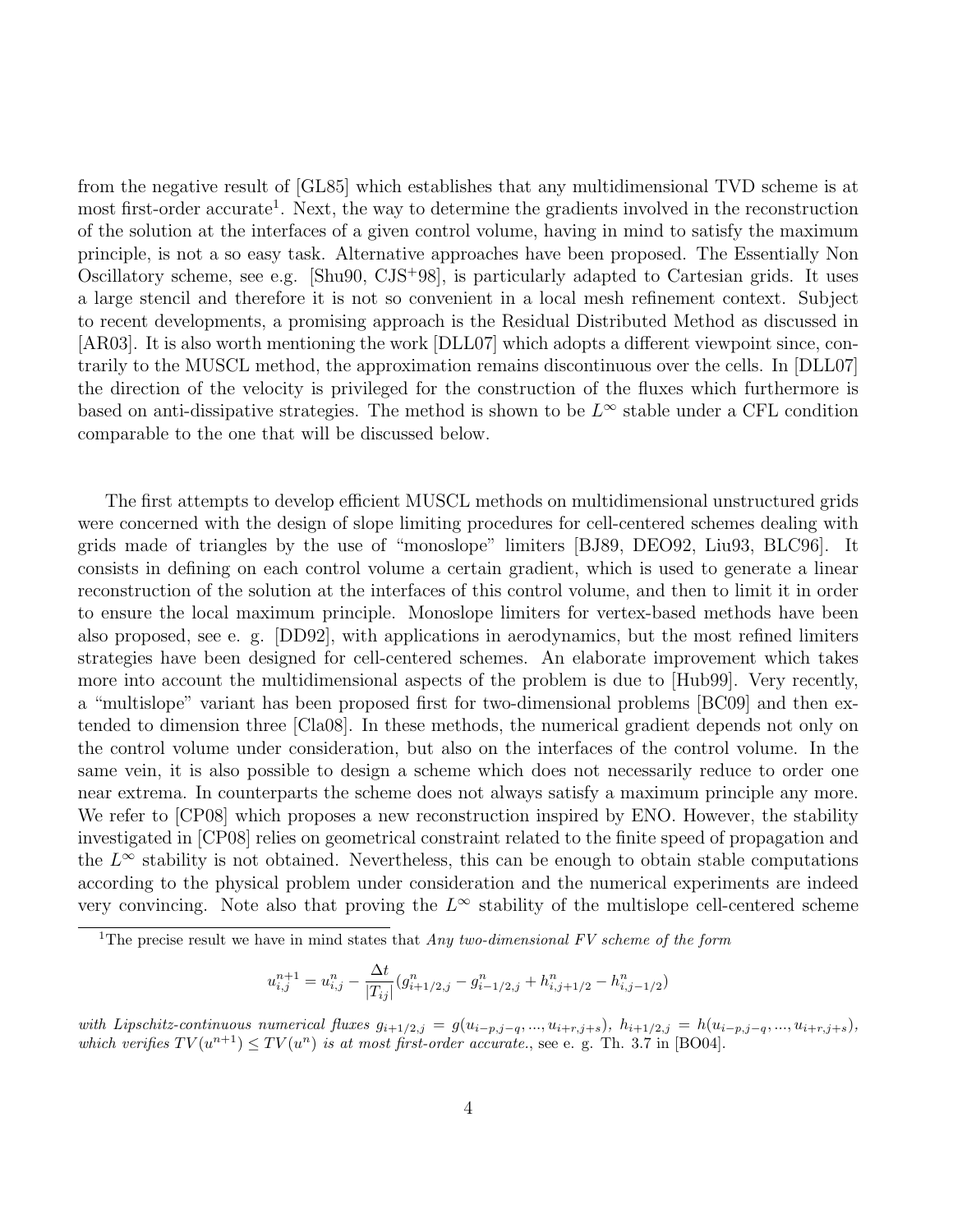from the negative result of [GL85] which establishes that any multidimensional TVD scheme is at most first-order accurate[1]. Next, the way to determine the gradients involved in the reconstruction of the solution at the interfaces of a given control volume, having in mind to satisfy the maximum principle, is not a so easy task. Alternative approaches have been proposed. The Essentially Non Oscillatory scheme, see e.g. [Shu90, CJS+98], is particularly adapted to Cartesian grids. It uses a large stencil and therefore it is not so convenient in a local mesh refinement context. Subject to recent developments, a promising approach is the Residual Distributed Method as discussed in [AR03]. It is also worth mentioning the work [DLL07] which adopts a different viewpoint since, contrarily to the MUSCL method, the approximation remains discontinuous over the cells. In [DLL07] the direction of the velocity is privileged for the construction of the fluxes which furthermore is based on anti-dissipative strategies. The method is shown to be $L^\infty$ stable under a CFL condition comparable to the one that will be discussed below.

The first attempts to develop efficient MUSCL methods on multidimensional unstructured grids were concerned with the design of slope limiting procedures for cell-centered schemes dealing with grids made of triangles by the use of "monoslope" limiters [BJ89, DEO92, Liu93, BLC96]. It consists in defining on each control volume a certain gradient, which is used to generate a linear reconstruction of the solution at the interfaces of this control volume, and then to limit it in order to ensure the local maximum principle. Monoslope limiters for vertex-based methods have been also proposed, see e. g. [DD92], with applications in aerodynamics, but the most refined limiters strategies have been designed for cell-centered schemes. An elaborate improvement which takes more into account the multidimensional aspects of the problem is due to [Hub99]. Very recently, a "multislope" variant has been proposed first for two-dimensional problems [BC09] and then extended to dimension three [Cla08]. In these methods, the numerical gradient depends not only on the control volume under consideration, but also on the interfaces of the control volume. In the same vein, it is also possible to design a scheme which does not necessarily reduce to order one near extrema. In counterparts the scheme does not always satisfy a maximum principle any more. We refer to [CP08] which proposes a new reconstruction inspired by ENO. However, the stability investigated in [CP08] relies on geometrical constraint related to the finite speed of propagation and the $L^\infty$ stability is not obtained. Nevertheless, this can be enough to obtain stable computations according to the physical problem under consideration and the numerical experiments are indeed very convincing. Note also that proving the $L^\infty$ stability of the multislope cell-centered scheme

---

[1] The precise result we have in mind states that *Any two-dimensional FV scheme of the form*

$$u_{i,j}^{n+1} = u_{i,j}^n - \frac{\Delta t}{|T_{ij}|}(g_{i+1/2,j}^n - g_{i-1/2,j}^n + h_{i,j+1/2}^n - h_{i,j-1/2}^n)$$

*with Lipschitz-continuous numerical fluxes* $g_{i+1/2,j} = g(u_{i-p,j-q}, ..., u_{i+r,j+s})$, $h_{i+1/2,j} = h(u_{i-p,j-q}, ..., u_{i+r,j+s})$, *which verifies* $TV(u^{n+1}) \leq TV(u^n)$ *is at most first-order accurate.*, see e. g. Th. 3.7 in [BO04].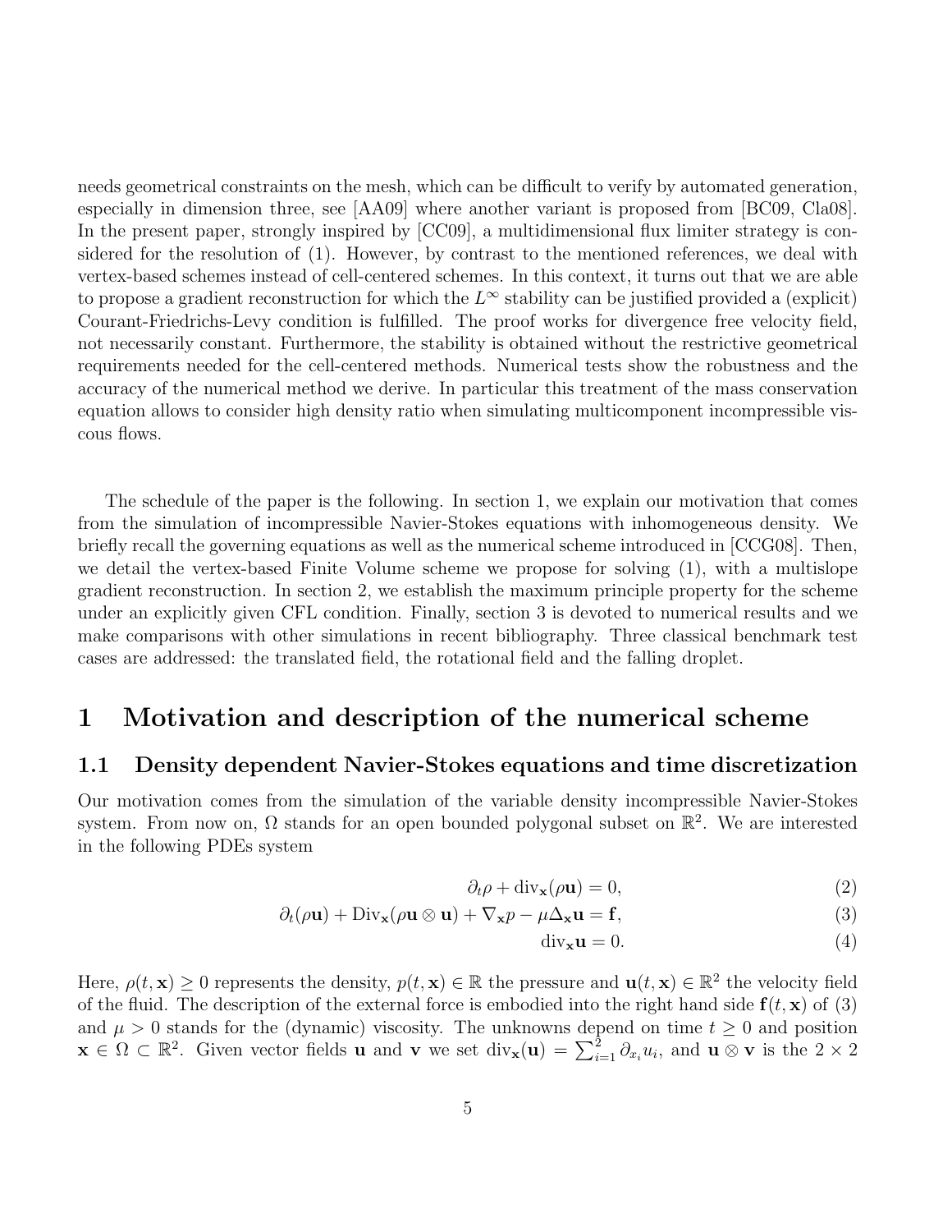needs geometrical constraints on the mesh, which can be difficult to verify by automated generation, especially in dimension three, see [AA09] where another variant is proposed from [BC09, Cla08]. In the present paper, strongly inspired by [CC09], a multidimensional flux limiter strategy is considered for the resolution of (1). However, by contrast to the mentioned references, we deal with vertex-based schemes instead of cell-centered schemes. In this context, it turns out that we are able to propose a gradient reconstruction for which the $L^\infty$ stability can be justified provided a (explicit) Courant-Friedrichs-Levy condition is fulfilled. The proof works for divergence free velocity field, not necessarily constant. Furthermore, the stability is obtained without the restrictive geometrical requirements needed for the cell-centered methods. Numerical tests show the robustness and the accuracy of the numerical method we derive. In particular this treatment of the mass conservation equation allows to consider high density ratio when simulating multicomponent incompressible viscous flows.

The schedule of the paper is the following. In section 1, we explain our motivation that comes from the simulation of incompressible Navier-Stokes equations with inhomogeneous density. We briefly recall the governing equations as well as the numerical scheme introduced in [CCG08]. Then, we detail the vertex-based Finite Volume scheme we propose for solving (1), with a multislope gradient reconstruction. In section 2, we establish the maximum principle property for the scheme under an explicitly given CFL condition. Finally, section 3 is devoted to numerical results and we make comparisons with other simulations in recent bibliography. Three classical benchmark test cases are addressed: the translated field, the rotational field and the falling droplet.

# 1 Motivation and description of the numerical scheme

## 1.1 Density dependent Navier-Stokes equations and time discretization

Our motivation comes from the simulation of the variable density incompressible Navier-Stokes system. From now on, $\Omega$ stands for an open bounded polygonal subset on $\mathbb{R}^2$. We are interested in the following PDEs system

$$\partial_t \rho + \mathrm{div}_{\mathbf{x}}(\rho \mathbf{u}) = 0, \tag{2}$$

$$\partial_t(\rho \mathbf{u}) + \mathrm{Div}_{\mathbf{x}}(\rho \mathbf{u} \otimes \mathbf{u}) + \nabla_{\mathbf{x}} p - \mu \Delta_{\mathbf{x}} \mathbf{u} = \mathbf{f}, \tag{3}$$

$$\mathrm{div}_{\mathbf{x}} \mathbf{u} = 0. \tag{4}$$

Here, $\rho(t, \mathbf{x}) \geq 0$ represents the density, $p(t, \mathbf{x}) \in \mathbb{R}$ the pressure and $\mathbf{u}(t, \mathbf{x}) \in \mathbb{R}^2$ the velocity field of the fluid. The description of the external force is embodied into the right hand side $\mathbf{f}(t, \mathbf{x})$ of (3) and $\mu > 0$ stands for the (dynamic) viscosity. The unknowns depend on time $t \geq 0$ and position $\mathbf{x} \in \Omega \subset \mathbb{R}^2$. Given vector fields $\mathbf{u}$ and $\mathbf{v}$ we set $\mathrm{div}_{\mathbf{x}}(\mathbf{u}) = \sum_{i=1}^{2} \partial_{x_i} u_i$, and $\mathbf{u} \otimes \mathbf{v}$ is the $2 \times 2$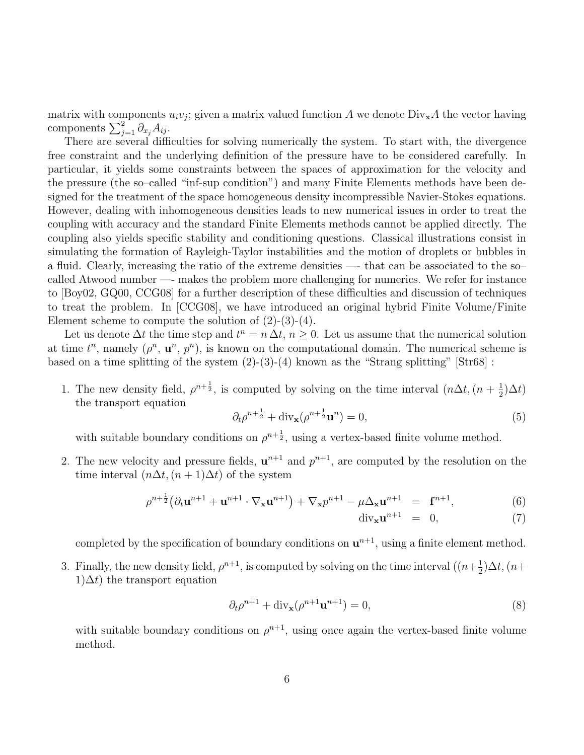matrix with components $u_i v_j$; given a matrix valued function $A$ we denote $\text{Div}_{\mathbf{x}} A$ the vector having components $\sum_{j=1}^{2} \partial_{x_j} A_{ij}$.

There are several difficulties for solving numerically the system. To start with, the divergence free constraint and the underlying definition of the pressure have to be considered carefully. In particular, it yields some constraints between the spaces of approximation for the velocity and the pressure (the so–called "inf-sup condition") and many Finite Elements methods have been designed for the treatment of the space homogeneous density incompressible Navier-Stokes equations. However, dealing with inhomogeneous densities leads to new numerical issues in order to treat the coupling with accuracy and the standard Finite Elements methods cannot be applied directly. The coupling also yields specific stability and conditioning questions. Classical illustrations consist in simulating the formation of Rayleigh-Taylor instabilities and the motion of droplets or bubbles in a fluid. Clearly, increasing the ratio of the extreme densities —- that can be associated to the so–called Atwood number —- makes the problem more challenging for numerics. We refer for instance to [Boy02, GQ00, CCG08] for a further description of these difficulties and discussion of techniques to treat the problem. In [CCG08], we have introduced an original hybrid Finite Volume/Finite Element scheme to compute the solution of (2)-(3)-(4).

Let us denote $\Delta t$ the time step and $t^n = n\,\Delta t$, $n \geq 0$. Let us assume that the numerical solution at time $t^n$, namely $(\rho^n, \mathbf{u}^n, p^n)$, is known on the computational domain. The numerical scheme is based on a time splitting of the system (2)-(3)-(4) known as the "Strang splitting" [Str68] :

1. The new density field, $\rho^{n+\frac{1}{2}}$, is computed by solving on the time interval $(n\Delta t, (n+\frac{1}{2})\Delta t)$ the transport equation
$$\partial_t \rho^{n+\frac{1}{2}} + \text{div}_{\mathbf{x}}(\rho^{n+\frac{1}{2}} \mathbf{u}^n) = 0, \tag{5}$$
with suitable boundary conditions on $\rho^{n+\frac{1}{2}}$, using a vertex-based finite volume method.

2. The new velocity and pressure fields, $\mathbf{u}^{n+1}$ and $p^{n+1}$, are computed by the resolution on the time interval $(n\Delta t, (n+1)\Delta t)$ of the system
$$\rho^{n+\frac{1}{2}}\big(\partial_t \mathbf{u}^{n+1} + \mathbf{u}^{n+1} \cdot \nabla_{\mathbf{x}} \mathbf{u}^{n+1}\big) + \nabla_{\mathbf{x}} p^{n+1} - \mu \Delta_{\mathbf{x}} \mathbf{u}^{n+1} = \mathbf{f}^{n+1}, \tag{6}$$
$$\text{div}_{\mathbf{x}} \mathbf{u}^{n+1} = 0, \tag{7}$$
completed by the specification of boundary conditions on $\mathbf{u}^{n+1}$, using a finite element method.

3. Finally, the new density field, $\rho^{n+1}$, is computed by solving on the time interval $((n+\frac{1}{2})\Delta t, (n+1)\Delta t)$ the transport equation
$$\partial_t \rho^{n+1} + \text{div}_{\mathbf{x}}(\rho^{n+1} \mathbf{u}^{n+1}) = 0, \tag{8}$$
with suitable boundary conditions on $\rho^{n+1}$, using once again the vertex-based finite volume method.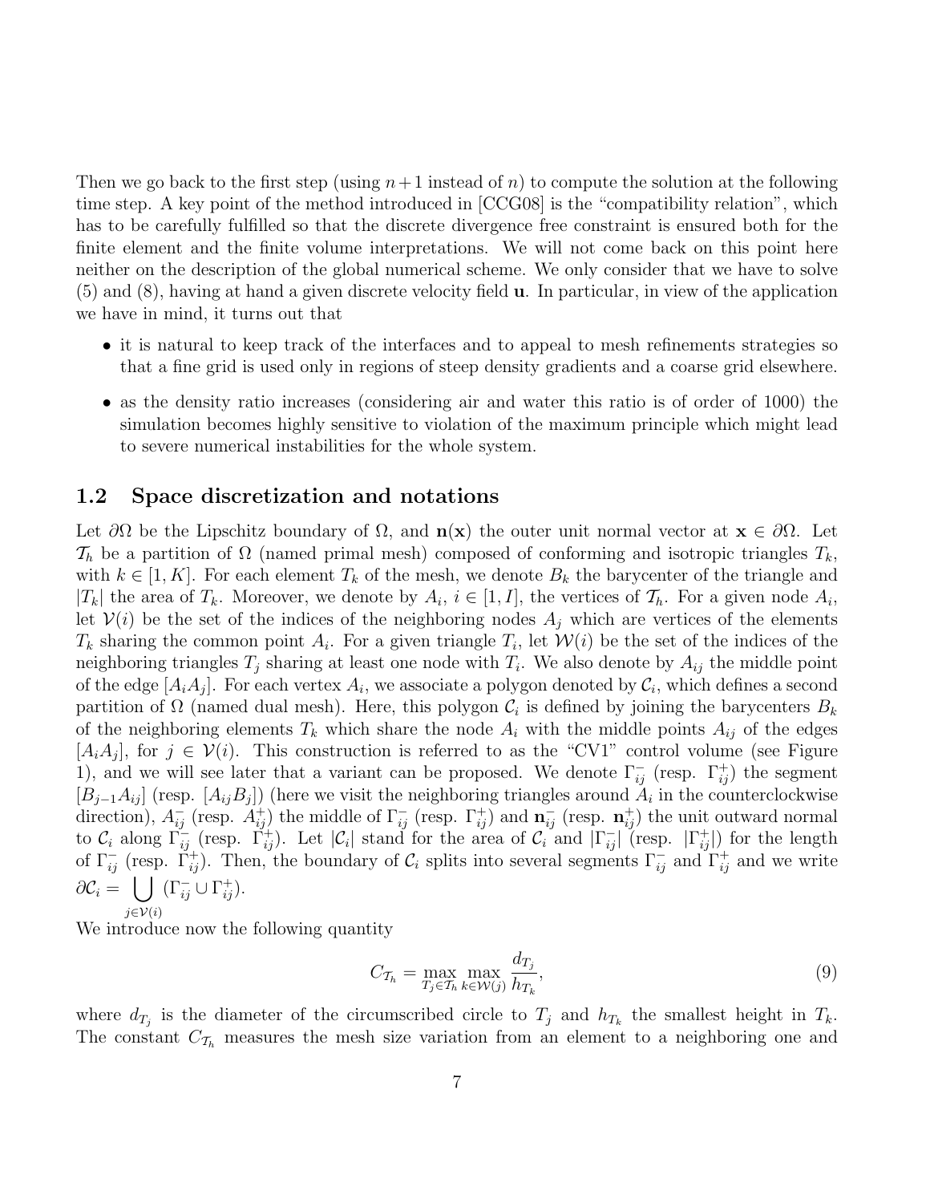Then we go back to the first step (using $n+1$ instead of $n$) to compute the solution at the following time step. A key point of the method introduced in [CCG08] is the "compatibility relation", which has to be carefully fulfilled so that the discrete divergence free constraint is ensured both for the finite element and the finite volume interpretations. We will not come back on this point here neither on the description of the global numerical scheme. We only consider that we have to solve (5) and (8), having at hand a given discrete velocity field $\mathbf{u}$. In particular, in view of the application we have in mind, it turns out that

- it is natural to keep track of the interfaces and to appeal to mesh refinements strategies so that a fine grid is used only in regions of steep density gradients and a coarse grid elsewhere.
- as the density ratio increases (considering air and water this ratio is of order of 1000) the simulation becomes highly sensitive to violation of the maximum principle which might lead to severe numerical instabilities for the whole system.

## 1.2 Space discretization and notations

Let $\partial\Omega$ be the Lipschitz boundary of $\Omega$, and $\mathbf{n}(\mathbf{x})$ the outer unit normal vector at $\mathbf{x} \in \partial\Omega$. Let $\mathcal{T}_h$ be a partition of $\Omega$ (named primal mesh) composed of conforming and isotropic triangles $T_k$, with $k \in [1, K]$. For each element $T_k$ of the mesh, we denote $B_k$ the barycenter of the triangle and $|T_k|$ the area of $T_k$. Moreover, we denote by $A_i$, $i \in [1, I]$, the vertices of $\mathcal{T}_h$. For a given node $A_i$, let $\mathcal{V}(i)$ be the set of the indices of the neighboring nodes $A_j$ which are vertices of the elements $T_k$ sharing the common point $A_i$. For a given triangle $T_i$, let $\mathcal{W}(i)$ be the set of the indices of the neighboring triangles $T_j$ sharing at least one node with $T_i$. We also denote by $A_{ij}$ the middle point of the edge $[A_iA_j]$. For each vertex $A_i$, we associate a polygon denoted by $\mathcal{C}_i$, which defines a second partition of $\Omega$ (named dual mesh). Here, this polygon $\mathcal{C}_i$ is defined by joining the barycenters $B_k$ of the neighboring elements $T_k$ which share the node $A_i$ with the middle points $A_{ij}$ of the edges $[A_iA_j]$, for $j \in \mathcal{V}(i)$. This construction is referred to as the "CV1" control volume (see Figure 1), and we will see later that a variant can be proposed. We denote $\Gamma^-_{ij}$ (resp. $\Gamma^+_{ij}$) the segment $[B_{j-1}A_{ij}]$ (resp. $[A_{ij}B_j]$) (here we visit the neighboring triangles around $A_i$ in the counterclockwise direction), $A^-_{ij}$ (resp. $A^+_{ij}$) the middle of $\Gamma^-_{ij}$ (resp. $\Gamma^+_{ij}$) and $\mathbf{n}^-_{ij}$ (resp. $\mathbf{n}^+_{ij}$) the unit outward normal to $\mathcal{C}_i$ along $\Gamma^-_{ij}$ (resp. $\Gamma^+_{ij}$). Let $|\mathcal{C}_i|$ stand for the area of $\mathcal{C}_i$ and $|\Gamma^-_{ij}|$ (resp. $|\Gamma^+_{ij}|$) for the length of $\Gamma^-_{ij}$ (resp. $\Gamma^+_{ij}$). Then, the boundary of $\mathcal{C}_i$ splits into several segments $\Gamma^-_{ij}$ and $\Gamma^+_{ij}$ and we write $\partial\mathcal{C}_i = \bigcup\limits_{j\in\mathcal{V}(i)} (\Gamma^-_{ij} \cup \Gamma^+_{ij})$.

We introduce now the following quantity

$$C_{\mathcal{T}_h} = \max_{T_j \in \mathcal{T}_h} \max_{k \in \mathcal{W}(j)} \frac{d_{T_j}}{h_{T_k}}, \tag{9}$$

where $d_{T_j}$ is the diameter of the circumscribed circle to $T_j$ and $h_{T_k}$ the smallest height in $T_k$. The constant $C_{\mathcal{T}_h}$ measures the mesh size variation from an element to a neighboring one and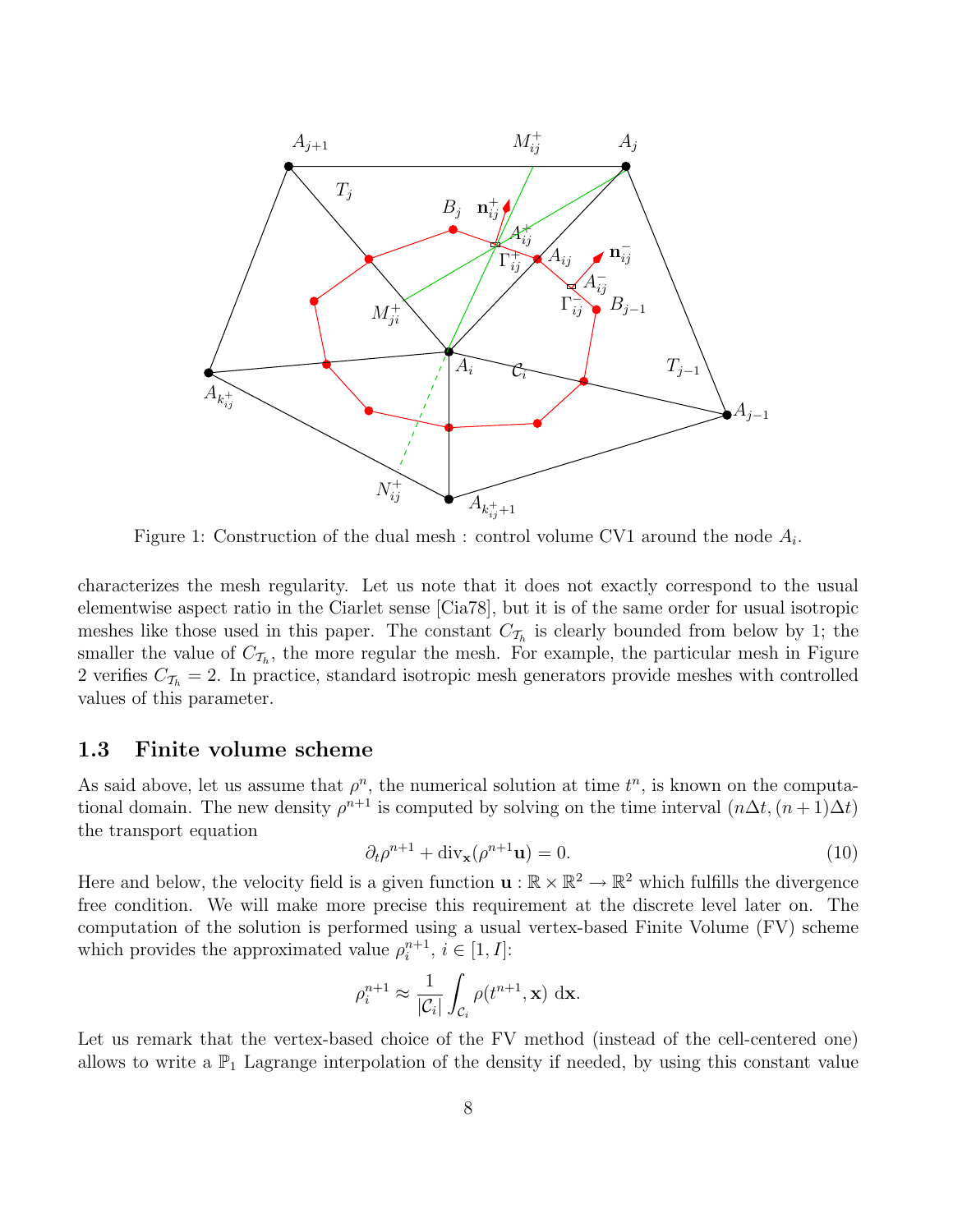Figure 1: Construction of the dual mesh : control volume CV1 around the node $A_i$.

characterizes the mesh regularity. Let us note that it does not exactly correspond to the usual elementwise aspect ratio in the Ciarlet sense [Cia78], but it is of the same order for usual isotropic meshes like those used in this paper. The constant $C_{\mathcal{T}_h}$ is clearly bounded from below by 1; the smaller the value of $C_{\mathcal{T}_h}$, the more regular the mesh. For example, the particular mesh in Figure 2 verifies $C_{\mathcal{T}_h} = 2$. In practice, standard isotropic mesh generators provide meshes with controlled values of this parameter.

### 1.3 Finite volume scheme

As said above, let us assume that $\rho^n$, the numerical solution at time $t^n$, is known on the computational domain. The new density $\rho^{n+1}$ is computed by solving on the time interval $(n\Delta t, (n+1)\Delta t)$ the transport equation

$$\partial_t \rho^{n+1} + \mathrm{div}_{\mathbf{x}}(\rho^{n+1}\mathbf{u}) = 0. \tag{10}$$

Here and below, the velocity field is a given function $\mathbf{u} : \mathbb{R} \times \mathbb{R}^2 \to \mathbb{R}^2$ which fulfills the divergence free condition. We will make more precise this requirement at the discrete level later on. The computation of the solution is performed using a usual vertex-based Finite Volume (FV) scheme which provides the approximated value $\rho_i^{n+1}$, $i \in [1, I]$:

$$\rho_i^{n+1} \approx \frac{1}{|\mathcal{C}_i|} \int_{\mathcal{C}_i} \rho(t^{n+1}, \mathbf{x}) \, \mathrm{d}\mathbf{x}.$$

Let us remark that the vertex-based choice of the FV method (instead of the cell-centered one) allows to write a $\mathbb{P}_1$ Lagrange interpolation of the density if needed, by using this constant value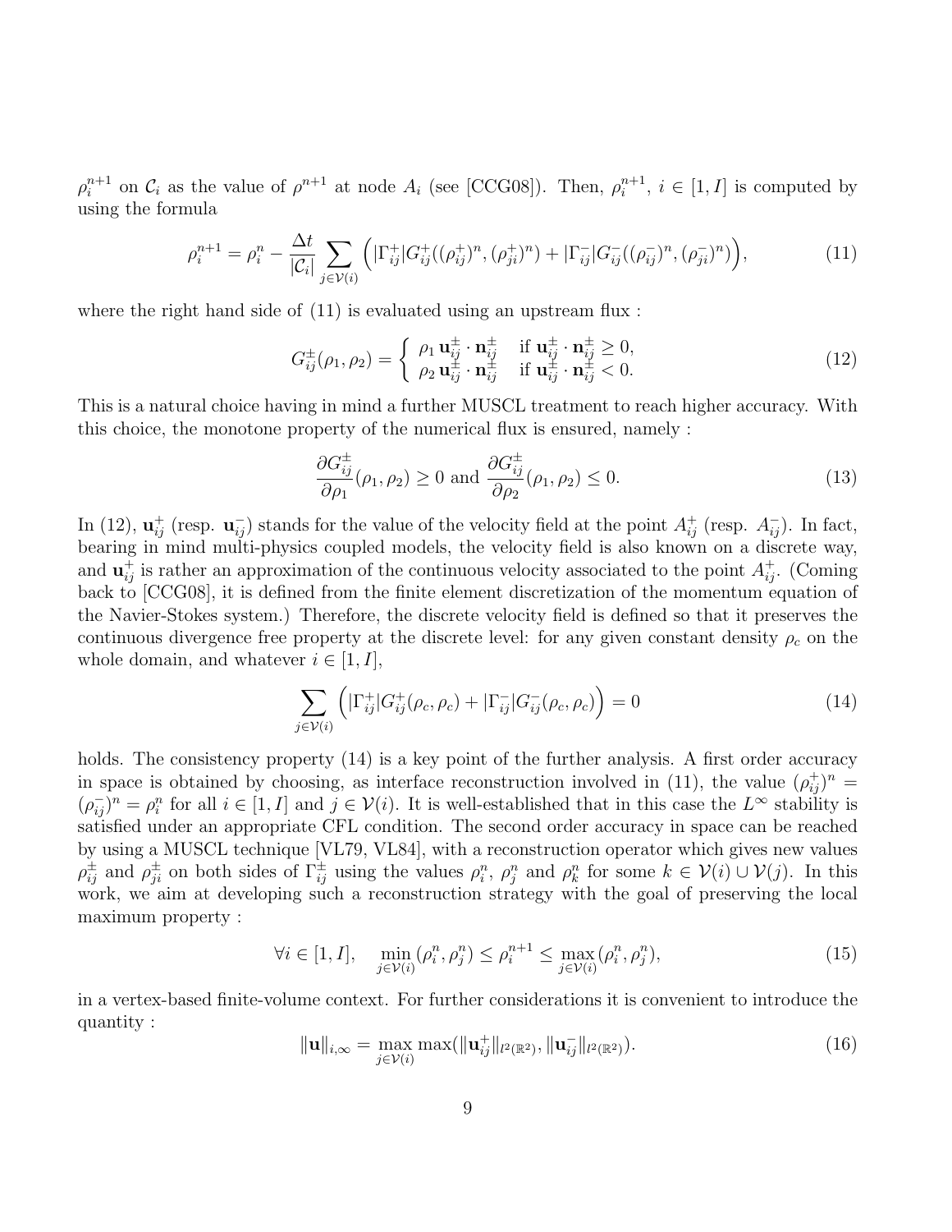$\rho_i^{n+1}$ on $\mathcal{C}_i$ as the value of $\rho^{n+1}$ at node $A_i$ (see [CCG08]). Then, $\rho_i^{n+1}$, $i \in [1, I]$ is computed by using the formula

$$\rho_i^{n+1} = \rho_i^n - \frac{\Delta t}{|\mathcal{C}_i|} \sum_{j \in \mathcal{V}(i)} \Big( |\Gamma_{ij}^+| G_{ij}^+((\rho_{ij}^+)^n, (\rho_{ji}^+)^n) + |\Gamma_{ij}^-| G_{ij}^-((\rho_{ij}^-)^n, (\rho_{ji}^-)^n) \Big), \tag{11}$$

where the right hand side of (11) is evaluated using an upstream flux :

$$G_{ij}^{\pm}(\rho_1, \rho_2) = \begin{cases} \rho_1 \, \mathbf{u}_{ij}^{\pm} \cdot \mathbf{n}_{ij}^{\pm} & \text{if } \mathbf{u}_{ij}^{\pm} \cdot \mathbf{n}_{ij}^{\pm} \geq 0, \\ \rho_2 \, \mathbf{u}_{ij}^{\pm} \cdot \mathbf{n}_{ij}^{\pm} & \text{if } \mathbf{u}_{ij}^{\pm} \cdot \mathbf{n}_{ij}^{\pm} < 0. \end{cases} \tag{12}$$

This is a natural choice having in mind a further MUSCL treatment to reach higher accuracy. With this choice, the monotone property of the numerical flux is ensured, namely :

$$\frac{\partial G_{ij}^{\pm}}{\partial \rho_1}(\rho_1, \rho_2) \geq 0 \text{ and } \frac{\partial G_{ij}^{\pm}}{\partial \rho_2}(\rho_1, \rho_2) \leq 0. \tag{13}$$

In (12), $\mathbf{u}_{ij}^+$ (resp. $\mathbf{u}_{ij}^-$) stands for the value of the velocity field at the point $A_{ij}^+$ (resp. $A_{ij}^-$). In fact, bearing in mind multi-physics coupled models, the velocity field is also known on a discrete way, and $\mathbf{u}_{ij}^+$ is rather an approximation of the continuous velocity associated to the point $A_{ij}^+$. (Coming back to [CCG08], it is defined from the finite element discretization of the momentum equation of the Navier-Stokes system.) Therefore, the discrete velocity field is defined so that it preserves the continuous divergence free property at the discrete level: for any given constant density $\rho_c$ on the whole domain, and whatever $i \in [1, I]$,

$$\sum_{j \in \mathcal{V}(i)} \Big( |\Gamma_{ij}^+| G_{ij}^+(\rho_c, \rho_c) + |\Gamma_{ij}^-| G_{ij}^-(\rho_c, \rho_c) \Big) = 0 \tag{14}$$

holds. The consistency property (14) is a key point of the further analysis. A first order accuracy in space is obtained by choosing, as interface reconstruction involved in (11), the value $(\rho_{ij}^+)^n = (\rho_{ij}^-)^n = \rho_i^n$ for all $i \in [1, I]$ and $j \in \mathcal{V}(i)$. It is well-established that in this case the $L^\infty$ stability is satisfied under an appropriate CFL condition. The second order accuracy in space can be reached by using a MUSCL technique [VL79, VL84], with a reconstruction operator which gives new values $\rho_{ij}^{\pm}$ and $\rho_{ji}^{\pm}$ on both sides of $\Gamma_{ij}^{\pm}$ using the values $\rho_i^n$, $\rho_j^n$ and $\rho_k^n$ for some $k \in \mathcal{V}(i) \cup \mathcal{V}(j)$. In this work, we aim at developing such a reconstruction strategy with the goal of preserving the local maximum property :

$$\forall i \in [1, I], \quad \min_{j \in \mathcal{V}(i)} (\rho_i^n, \rho_j^n) \leq \rho_i^{n+1} \leq \max_{j \in \mathcal{V}(i)} (\rho_i^n, \rho_j^n), \tag{15}$$

in a vertex-based finite-volume context. For further considerations it is convenient to introduce the quantity :

$$\|\mathbf{u}\|_{i,\infty} = \max_{j \in \mathcal{V}(i)} \max(\|\mathbf{u}_{ij}^+\|_{l^2(\mathbb{R}^2)}, \|\mathbf{u}_{ij}^-\|_{l^2(\mathbb{R}^2)}). \tag{16}$$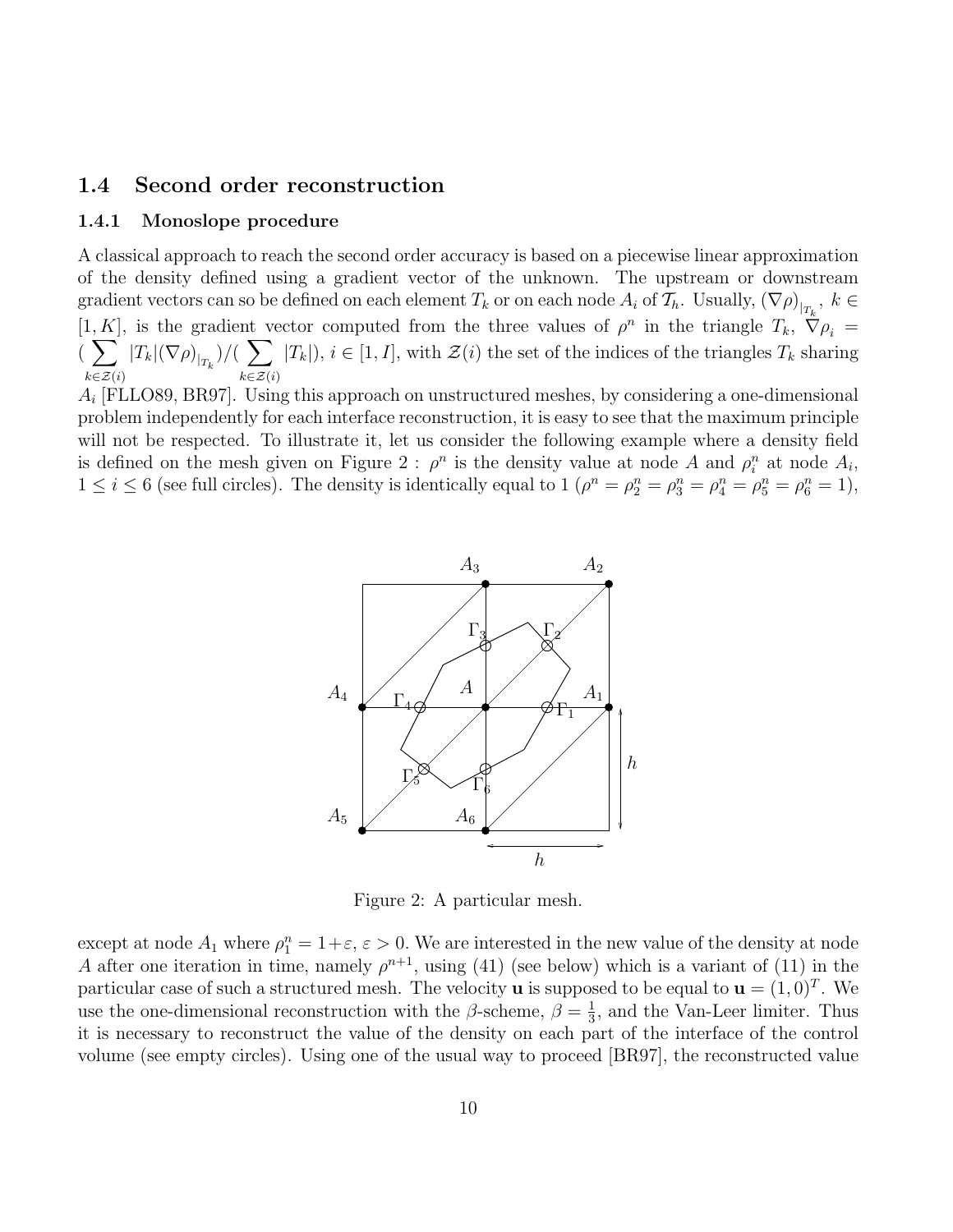### 1.4 Second order reconstruction

#### 1.4.1 Monoslope procedure

A classical approach to reach the second order accuracy is based on a piecewise linear approximation of the density defined using a gradient vector of the unknown. The upstream or downstream gradient vectors can so be defined on each element $T_k$ or on each node $A_i$ of $\mathcal{T}_h$. Usually, $(\nabla\rho)_{|_{T_k}}$, $k \in [1, K]$, is the gradient vector computed from the three values of $\rho^n$ in the triangle $T_k$, $\nabla\rho_i = (\sum_{k\in\mathcal{Z}(i)} |T_k|(\nabla\rho)_{|_{T_k}})/(\sum_{k\in\mathcal{Z}(i)} |T_k|)$, $i \in [1, I]$, with $\mathcal{Z}(i)$ the set of the indices of the triangles $T_k$ sharing $A_i$ [FLLO89, BR97]. Using this approach on unstructured meshes, by considering a one-dimensional problem independently for each interface reconstruction, it is easy to see that the maximum principle will not be respected. To illustrate it, let us consider the following example where a density field is defined on the mesh given on Figure 2 : $\rho^n$ is the density value at node $A$ and $\rho_i^n$ at node $A_i$, $1 \leq i \leq 6$ (see full circles). The density is identically equal to 1 ($\rho^n = \rho_2^n = \rho_3^n = \rho_4^n = \rho_5^n = \rho_6^n = 1$),

Figure 2: A particular mesh.

except at node $A_1$ where $\rho_1^n = 1+\varepsilon$, $\varepsilon > 0$. We are interested in the new value of the density at node $A$ after one iteration in time, namely $\rho^{n+1}$, using (41) (see below) which is a variant of (11) in the particular case of such a structured mesh. The velocity $\mathbf{u}$ is supposed to be equal to $\mathbf{u} = (1, 0)^T$. We use the one-dimensional reconstruction with the $\beta$-scheme, $\beta = \frac{1}{3}$, and the Van-Leer limiter. Thus it is necessary to reconstruct the value of the density on each part of the interface of the control volume (see empty circles). Using one of the usual way to proceed [BR97], the reconstructed value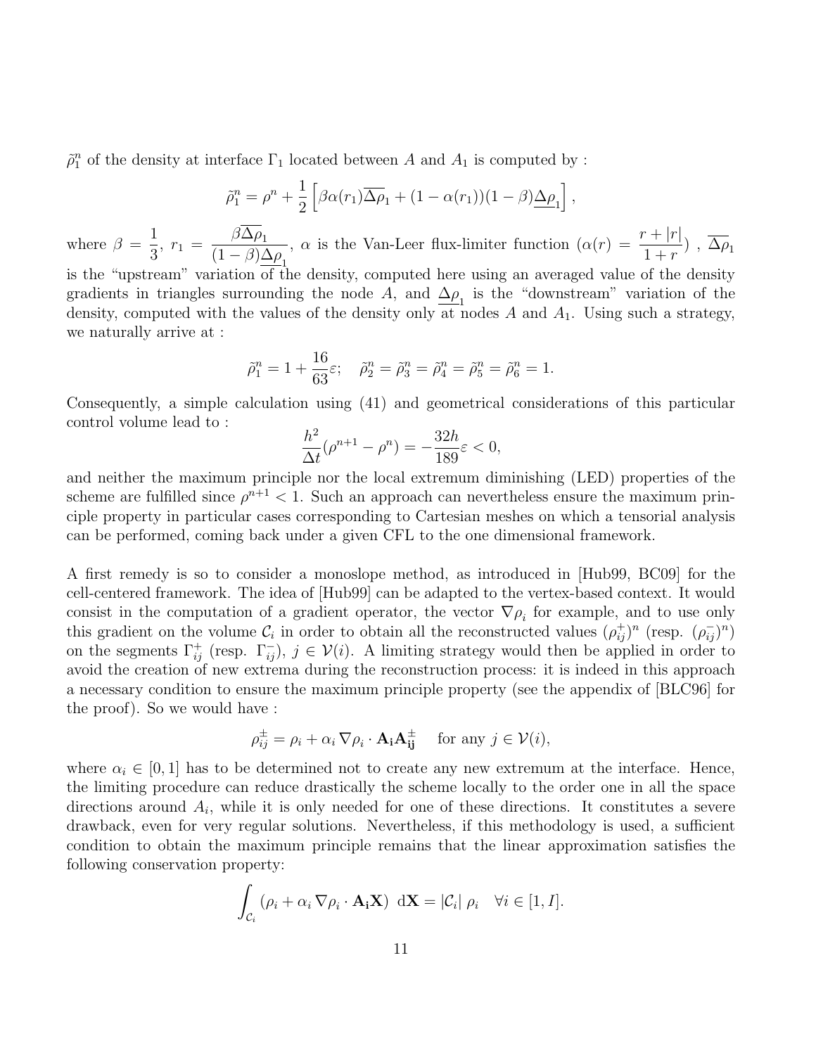$\tilde{\rho}_1^n$ of the density at interface $\Gamma_1$ located between $A$ and $A_1$ is computed by :

$$\tilde{\rho}_1^n = \rho^n + \frac{1}{2}\left[\beta\alpha(r_1)\overline{\Delta\rho}_1 + (1-\alpha(r_1))(1-\beta)\underline{\Delta\rho}_1\right],$$

where $\beta = \dfrac{1}{3}$, $r_1 = \dfrac{\beta\overline{\Delta\rho}_1}{(1-\beta)\underline{\Delta\rho}_1}$, $\alpha$ is the Van-Leer flux-limiter function ($\alpha(r) = \dfrac{r+|r|}{1+r}$) , $\overline{\Delta\rho}_1$ is the "upstream" variation of the density, computed here using an averaged value of the density gradients in triangles surrounding the node $A$, and $\underline{\Delta\rho}_1$ is the "downstream" variation of the density, computed with the values of the density only at nodes $A$ and $A_1$. Using such a strategy, we naturally arrive at :

$$\tilde{\rho}_1^n = 1 + \frac{16}{63}\varepsilon; \quad \tilde{\rho}_2^n = \tilde{\rho}_3^n = \tilde{\rho}_4^n = \tilde{\rho}_5^n = \tilde{\rho}_6^n = 1.$$

Consequently, a simple calculation using (41) and geometrical considerations of this particular control volume lead to :

$$\frac{h^2}{\Delta t}(\rho^{n+1} - \rho^n) = -\frac{32h}{189}\varepsilon < 0,$$

and neither the maximum principle nor the local extremum diminishing (LED) properties of the scheme are fulfilled since $\rho^{n+1} < 1$. Such an approach can nevertheless ensure the maximum principle property in particular cases corresponding to Cartesian meshes on which a tensorial analysis can be performed, coming back under a given CFL to the one dimensional framework.

A first remedy is so to consider a monoslope method, as introduced in [Hub99, BC09] for the cell-centered framework. The idea of [Hub99] can be adapted to the vertex-based context. It would consist in the computation of a gradient operator, the vector $\nabla\rho_i$ for example, and to use only this gradient on the volume $\mathcal{C}_i$ in order to obtain all the reconstructed values $(\rho_{ij}^+)^n$ (resp. $(\rho_{ij}^-)^n$) on the segments $\Gamma_{ij}^+$ (resp. $\Gamma_{ij}^-$), $j \in \mathcal{V}(i)$. A limiting strategy would then be applied in order to avoid the creation of new extrema during the reconstruction process: it is indeed in this approach a necessary condition to ensure the maximum principle property (see the appendix of [BLC96] for the proof). So we would have :

$$\rho_{ij}^{\pm} = \rho_i + \alpha_i \, \nabla\rho_i \cdot \mathbf{A_i A_{ij}^{\pm}} \quad \text{for any } j \in \mathcal{V}(i),$$

where $\alpha_i \in [0,1]$ has to be determined not to create any new extremum at the interface. Hence, the limiting procedure can reduce drastically the scheme locally to the order one in all the space directions around $A_i$, while it is only needed for one of these directions. It constitutes a severe drawback, even for very regular solutions. Nevertheless, if this methodology is used, a sufficient condition to obtain the maximum principle remains that the linear approximation satisfies the following conservation property:

$$\int_{\mathcal{C}_i} (\rho_i + \alpha_i \, \nabla\rho_i \cdot \mathbf{A_i X}) \, \mathrm{d}\mathbf{X} = |\mathcal{C}_i| \, \rho_i \quad \forall i \in [1, I].$$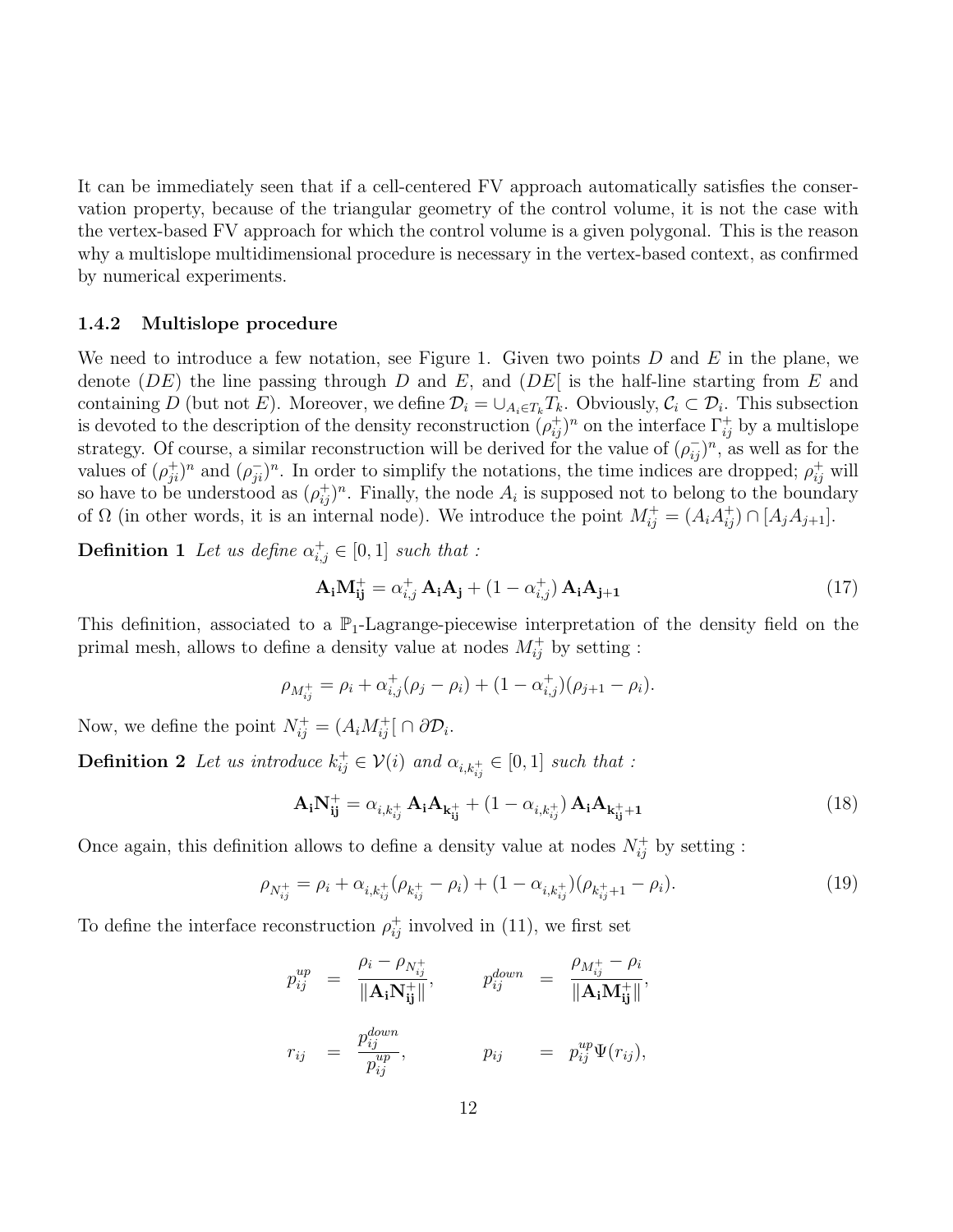It can be immediately seen that if a cell-centered FV approach automatically satisfies the conservation property, because of the triangular geometry of the control volume, it is not the case with the vertex-based FV approach for which the control volume is a given polygonal. This is the reason why a multislope multidimensional procedure is necessary in the vertex-based context, as confirmed by numerical experiments.

### 1.4.2 Multislope procedure

We need to introduce a few notation, see Figure 1. Given two points $D$ and $E$ in the plane, we denote $(DE)$ the line passing through $D$ and $E$, and $(DE[$ is the half-line starting from $E$ and containing $D$ (but not $E$). Moreover, we define $\mathcal{D}_i = \cup_{A_i \in T_k} T_k$. Obviously, $\mathcal{C}_i \subset \mathcal{D}_i$. This subsection is devoted to the description of the density reconstruction $(\rho_{ij}^+)^n$ on the interface $\Gamma_{ij}^+$ by a multislope strategy. Of course, a similar reconstruction will be derived for the value of $(\rho_{ij}^-)^n$, as well as for the values of $(\rho_{ji}^+)^n$ and $(\rho_{ji}^-)^n$. In order to simplify the notations, the time indices are dropped; $\rho_{ij}^+$ will so have to be understood as $(\rho_{ij}^+)^n$. Finally, the node $A_i$ is supposed not to belong to the boundary of $\Omega$ (in other words, it is an internal node). We introduce the point $M_{ij}^+ = (A_i A_{ij}^+) \cap [A_j A_{j+1}]$.

**Definition 1** *Let us define $\alpha_{i,j}^+ \in [0,1]$ such that :*

$$\mathbf{A_i M_{ij}^+} = \alpha_{i,j}^+ \, \mathbf{A_i A_j} + (1 - \alpha_{i,j}^+) \, \mathbf{A_i A_{j+1}} \tag{17}$$

This definition, associated to a $\mathbb{P}_1$-Lagrange-piecewise interpretation of the density field on the primal mesh, allows to define a density value at nodes $M_{ij}^+$ by setting :

$$\rho_{M_{ij}^+} = \rho_i + \alpha_{i,j}^+(\rho_j - \rho_i) + (1 - \alpha_{i,j}^+)(\rho_{j+1} - \rho_i).$$

Now, we define the point $N_{ij}^+ = (A_i M_{ij}^+[ \cap \partial \mathcal{D}_i$.

**Definition 2** *Let us introduce $k_{ij}^+ \in \mathcal{V}(i)$ and $\alpha_{i,k_{ij}^+} \in [0,1]$ such that :*

$$\mathbf{A_i N_{ij}^+} = \alpha_{i,k_{ij}^+} \, \mathbf{A_i A_{k_{ij}^+}} + (1 - \alpha_{i,k_{ij}^+}) \, \mathbf{A_i A_{k_{ij}^+ + 1}} \tag{18}$$

Once again, this definition allows to define a density value at nodes $N_{ij}^+$ by setting :

$$\rho_{N_{ij}^+} = \rho_i + \alpha_{i,k_{ij}^+}(\rho_{k_{ij}^+} - \rho_i) + (1 - \alpha_{i,k_{ij}^+})(\rho_{k_{ij}^+ + 1} - \rho_i). \tag{19}$$

To define the interface reconstruction $\rho_{ij}^+$ involved in (11), we first set

$$p_{ij}^{up} = \frac{\rho_i - \rho_{N_{ij}^+}}{\|\mathbf{A_i N_{ij}^+}\|}, \qquad p_{ij}^{down} = \frac{\rho_{M_{ij}^+} - \rho_i}{\|\mathbf{A_i M_{ij}^+}\|},$$

$$r_{ij} = \frac{p_{ij}^{down}}{p_{ij}^{up}}, \qquad p_{ij} = p_{ij}^{up} \Psi(r_{ij}),$$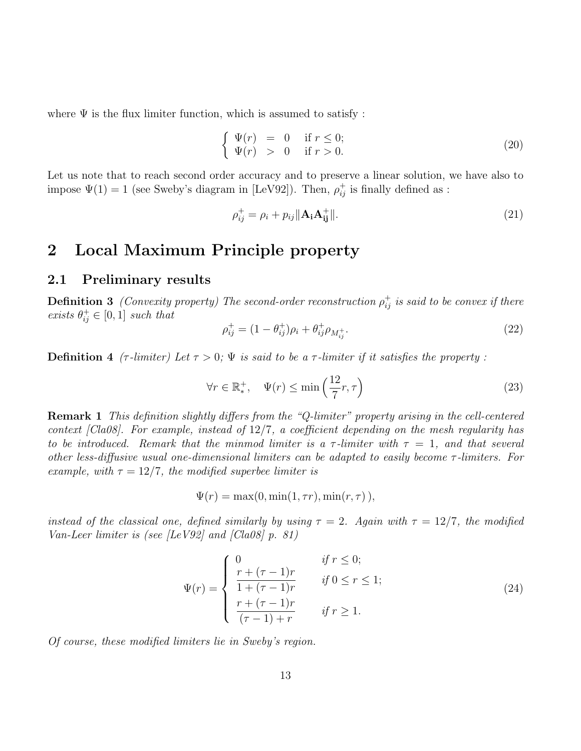where $\Psi$ is the flux limiter function, which is assumed to satisfy :

$$\left\{ \begin{array}{rcll} \Psi(r) & = & 0 & \text{if } r \leq 0; \\ \Psi(r) & > & 0 & \text{if } r > 0. \end{array} \right. \tag{20}$$

Let us note that to reach second order accuracy and to preserve a linear solution, we have also to impose $\Psi(1) = 1$ (see Sweby's diagram in [LeV92]). Then, $\rho_{ij}^+$ is finally defined as :

$$\rho_{ij}^+ = \rho_i + p_{ij} \|\mathbf{A_i A_{ij}^+}\|. \tag{21}$$

# 2 Local Maximum Principle property

## 2.1 Preliminary results

**Definition 3** *(Convexity property) The second-order reconstruction $\rho_{ij}^+$ is said to be convex if there exists $\theta_{ij}^+ \in [0,1]$ such that*

$$\rho_{ij}^+ = (1 - \theta_{ij}^+)\rho_i + \theta_{ij}^+ \rho_{M_{ij}^+}. \tag{22}$$

**Definition 4** *($\tau$-limiter) Let $\tau > 0$; $\Psi$ is said to be a $\tau$-limiter if it satisfies the property :*

$$\forall r \in \mathbb{R}_*^+, \quad \Psi(r) \leq \min\Big(\frac{12}{7} r, \tau\Big) \tag{23}$$

**Remark 1** *This definition slightly differs from the "Q-limiter" property arising in the cell-centered context [Cla08]. For example, instead of $12/7$, a coefficient depending on the mesh regularity has to be introduced. Remark that the minmod limiter is a $\tau$-limiter with $\tau = 1$, and that several other less-diffusive usual one-dimensional limiters can be adapted to easily become $\tau$-limiters. For example, with $\tau = 12/7$, the modified superbee limiter is*

$$\Psi(r) = \max(0, \min(1, \tau r), \min(r, \tau)\,),$$

*instead of the classical one, defined similarly by using $\tau = 2$. Again with $\tau = 12/7$, the modified Van-Leer limiter is (see [LeV92] and [Cla08] p. 81)*

$$\Psi(r) = \left\{ \begin{array}{ll} 0 & \text{if } r \leq 0; \\ \dfrac{r + (\tau - 1)r}{1 + (\tau - 1)r} & \text{if } 0 \leq r \leq 1; \\ \dfrac{r + (\tau - 1)r}{(\tau - 1) + r} & \text{if } r \geq 1. \end{array} \right. \tag{24}$$

*Of course, these modified limiters lie in Sweby's region.*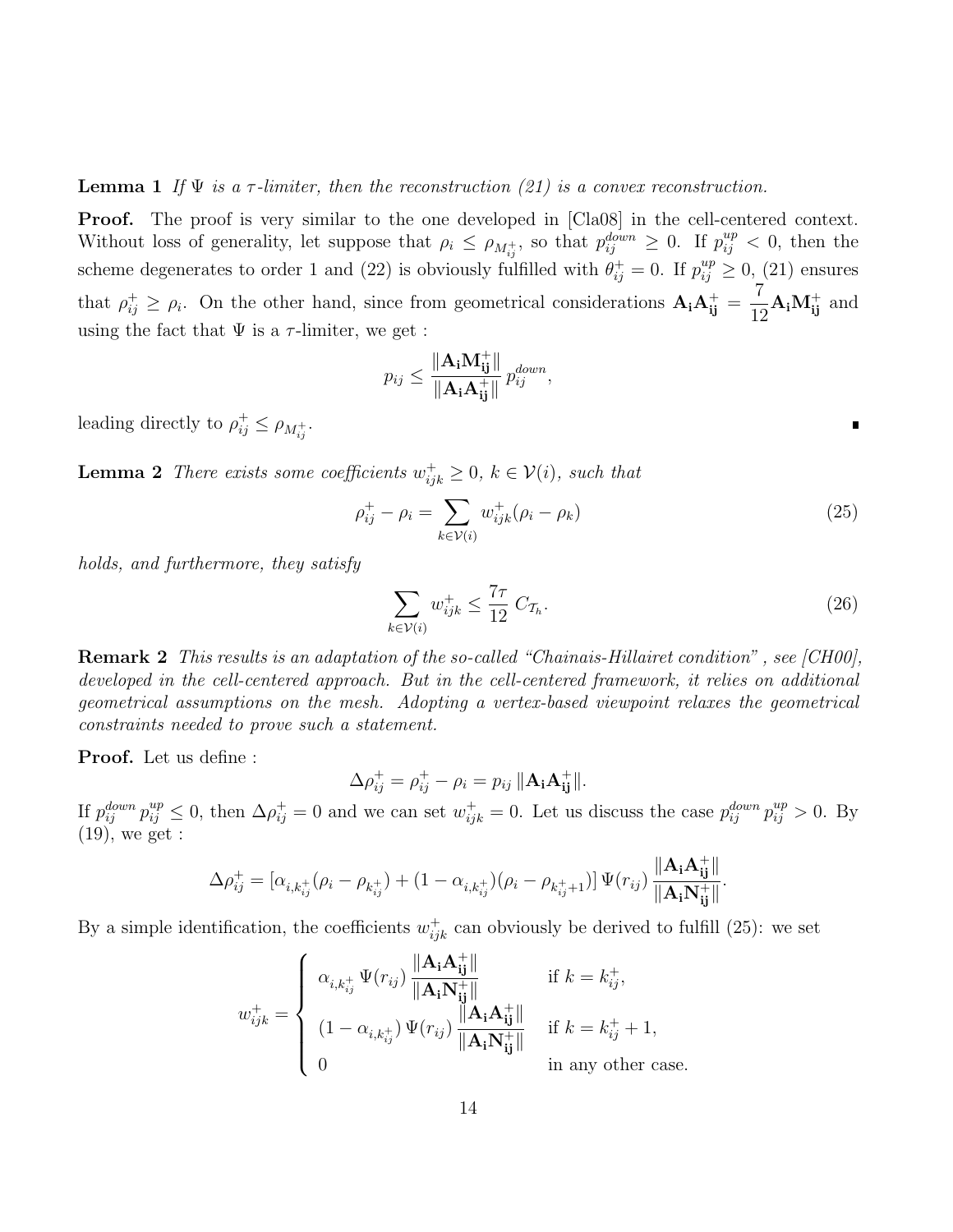**Lemma 1** *If $\Psi$ is a $\tau$-limiter, then the reconstruction (21) is a convex reconstruction.*

**Proof.** The proof is very similar to the one developed in [Cla08] in the cell-centered context. Without loss of generality, let suppose that $\rho_i \leq \rho_{M_{ij}^+}$, so that $p_{ij}^{down} \geq 0$. If $p_{ij}^{up} < 0$, then the scheme degenerates to order 1 and (22) is obviously fulfilled with $\theta_{ij}^+ = 0$. If $p_{ij}^{up} \geq 0$, (21) ensures that $\rho_{ij}^+ \geq \rho_i$. On the other hand, since from geometrical considerations $\mathbf{A_i A_{ij}^+} = \dfrac{7}{12}\mathbf{A_i M_{ij}^+}$ and using the fact that $\Psi$ is a $\tau$-limiter, we get :

$$p_{ij} \leq \frac{\|\mathbf{A_i M_{ij}^+}\|}{\|\mathbf{A_i A_{ij}^+}\|}\, p_{ij}^{down},$$

leading directly to $\rho_{ij}^+ \leq \rho_{M_{ij}^+}$. ∎

**Lemma 2** *There exists some coefficients $w_{ijk}^+ \geq 0$, $k \in \mathcal{V}(i)$, such that*

$$\rho_{ij}^+ - \rho_i = \sum_{k \in \mathcal{V}(i)} w_{ijk}^+ (\rho_i - \rho_k) \tag{25}$$

*holds, and furthermore, they satisfy*

$$\sum_{k \in \mathcal{V}(i)} w_{ijk}^+ \leq \frac{7\tau}{12}\, C_{\mathcal{T}_h}. \tag{26}$$

**Remark 2** *This results is an adaptation of the so-called "Chainais-Hillairet condition", see [CH00], developed in the cell-centered approach. But in the cell-centered framework, it relies on additional geometrical assumptions on the mesh. Adopting a vertex-based viewpoint relaxes the geometrical constraints needed to prove such a statement.*

**Proof.** Let us define :

$$\Delta\rho_{ij}^+ = \rho_{ij}^+ - \rho_i = p_{ij}\, \|\mathbf{A_i A_{ij}^+}\|.$$

If $p_{ij}^{down}\, p_{ij}^{up} \leq 0$, then $\Delta\rho_{ij}^+ = 0$ and we can set $w_{ijk}^+ = 0$. Let us discuss the case $p_{ij}^{down}\, p_{ij}^{up} > 0$. By (19), we get :

$$\Delta\rho_{ij}^+ = \left[\alpha_{i,k_{ij}^+}(\rho_i - \rho_{k_{ij}^+}) + (1 - \alpha_{i,k_{ij}^+})(\rho_i - \rho_{k_{ij}^+ + 1})\right] \Psi(r_{ij})\, \frac{\|\mathbf{A_i A_{ij}^+}\|}{\|\mathbf{A_i N_{ij}^+}\|}.$$

By a simple identification, the coefficients $w_{ijk}^+$ can obviously be derived to fulfill (25): we set

$$w_{ijk}^+ = \begin{cases} \alpha_{i,k_{ij}^+}\, \Psi(r_{ij})\, \dfrac{\|\mathbf{A_i A_{ij}^+}\|}{\|\mathbf{A_i N_{ij}^+}\|} & \text{if } k = k_{ij}^+, \\[2ex] (1 - \alpha_{i,k_{ij}^+})\, \Psi(r_{ij})\, \dfrac{\|\mathbf{A_i A_{ij}^+}\|}{\|\mathbf{A_i N_{ij}^+}\|} & \text{if } k = k_{ij}^+ + 1, \\[2ex] 0 & \text{in any other case.} \end{cases}$$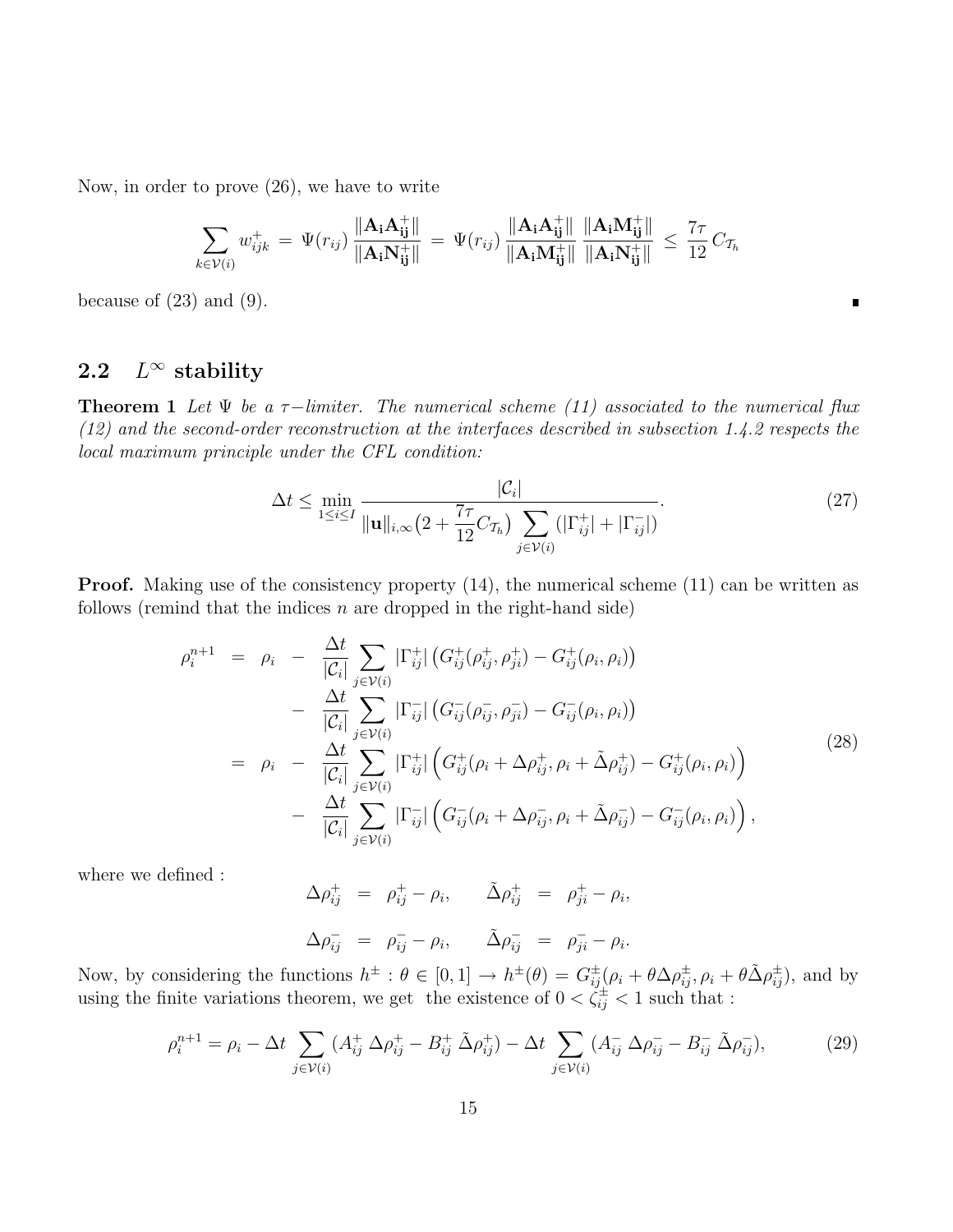Now, in order to prove (26), we have to write

$$\sum_{k\in\mathcal{V}(i)} w^+_{ijk} \;=\; \Psi(r_{ij})\,\frac{\|\mathbf{A_i A^+_{ij}}\|}{\|\mathbf{A_i N^+_{ij}}\|} \;=\; \Psi(r_{ij})\,\frac{\|\mathbf{A_i A^+_{ij}}\|}{\|\mathbf{A_i M^+_{ij}}\|}\,\frac{\|\mathbf{A_i M^+_{ij}}\|}{\|\mathbf{A_i N^+_{ij}}\|} \;\le\; \frac{7\tau}{12}\,C_{\mathcal{T}_h}$$

because of (23) and (9). ∎

## 2.2 $L^\infty$ stability

**Theorem 1** *Let $\Psi$ be a $\tau-$limiter. The numerical scheme (11) associated to the numerical flux (12) and the second-order reconstruction at the interfaces described in subsection 1.4.2 respects the local maximum principle under the CFL condition:*

$$\Delta t \le \min_{1\le i\le I} \frac{|\mathcal{C}_i|}{\|\mathbf{u}\|_{i,\infty}\big(2+\dfrac{7\tau}{12}C_{\mathcal{T}_h}\big)\displaystyle\sum_{j\in\mathcal{V}(i)}(|\Gamma^+_{ij}|+|\Gamma^-_{ij}|)}. \tag{27}$$

**Proof.** Making use of the consistency property (14), the numerical scheme (11) can be written as follows (remind that the indices $n$ are dropped in the right-hand side)

$$\begin{aligned}
\rho_i^{n+1} &= \rho_i - \frac{\Delta t}{|\mathcal{C}_i|}\sum_{j\in\mathcal{V}(i)}|\Gamma^+_{ij}|\big(G^+_{ij}(\rho^+_{ij},\rho^+_{ji})-G^+_{ij}(\rho_i,\rho_i)\big)\\
&\quad - \frac{\Delta t}{|\mathcal{C}_i|}\sum_{j\in\mathcal{V}(i)}|\Gamma^-_{ij}|\big(G^-_{ij}(\rho^-_{ij},\rho^-_{ji})-G^-_{ij}(\rho_i,\rho_i)\big)\\
&= \rho_i - \frac{\Delta t}{|\mathcal{C}_i|}\sum_{j\in\mathcal{V}(i)}|\Gamma^+_{ij}|\Big(G^+_{ij}(\rho_i+\Delta\rho^+_{ij},\rho_i+\tilde\Delta\rho^+_{ij})-G^+_{ij}(\rho_i,\rho_i)\Big)\\
&\quad - \frac{\Delta t}{|\mathcal{C}_i|}\sum_{j\in\mathcal{V}(i)}|\Gamma^-_{ij}|\Big(G^-_{ij}(\rho_i+\Delta\rho^-_{ij},\rho_i+\tilde\Delta\rho^-_{ij})-G^-_{ij}(\rho_i,\rho_i)\Big),
\end{aligned} \tag{28}$$

where we defined :

$$\Delta\rho^+_{ij} = \rho^+_{ij}-\rho_i, \qquad \tilde\Delta\rho^+_{ij} = \rho^+_{ji}-\rho_i,$$

$$\Delta\rho^-_{ij} = \rho^-_{ij}-\rho_i, \qquad \tilde\Delta\rho^-_{ij} = \rho^-_{ji}-\rho_i.$$

Now, by considering the functions $h^\pm : \theta\in[0,1]\to h^\pm(\theta) = G^\pm_{ij}(\rho_i+\theta\Delta\rho^\pm_{ij},\rho_i+\theta\tilde\Delta\rho^\pm_{ij})$, and by using the finite variations theorem, we get the existence of $0<\zeta^\pm_{ij}<1$ such that :

$$\rho_i^{n+1} = \rho_i - \Delta t\sum_{j\in\mathcal{V}(i)}(A^+_{ij}\,\Delta\rho^+_{ij} - B^+_{ij}\,\tilde\Delta\rho^+_{ij}) - \Delta t\sum_{j\in\mathcal{V}(i)}(A^-_{ij}\,\Delta\rho^-_{ij} - B^-_{ij}\,\tilde\Delta\rho^-_{ij}), \tag{29}$$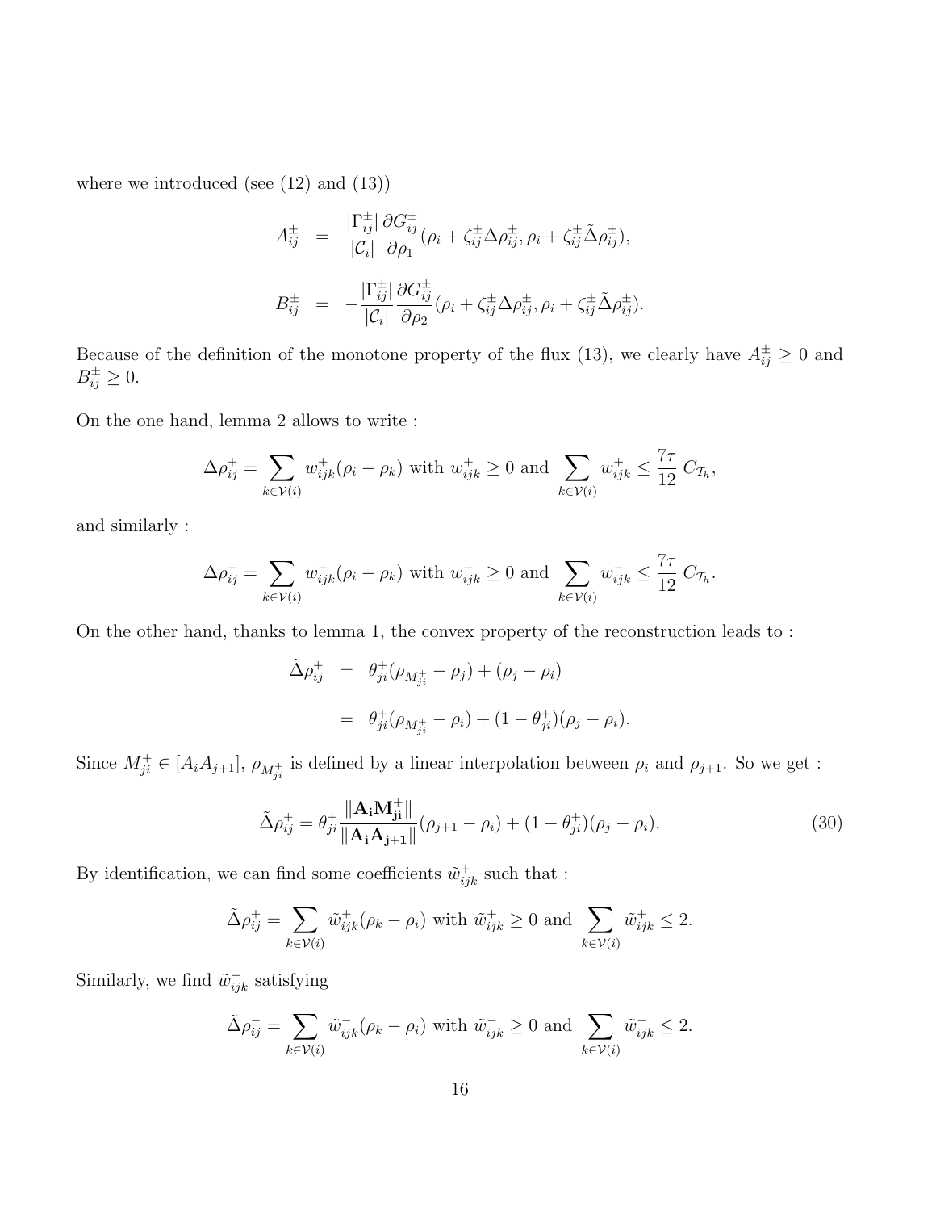where we introduced (see (12) and (13))

$$
\begin{aligned}
A_{ij}^{\pm} &= \frac{|\Gamma_{ij}^{\pm}|}{|\mathcal{C}_i|}\frac{\partial G_{ij}^{\pm}}{\partial \rho_1}(\rho_i + \zeta_{ij}^{\pm}\Delta\rho_{ij}^{\pm}, \rho_i + \zeta_{ij}^{\pm}\tilde{\Delta}\rho_{ij}^{\pm}),\\
B_{ij}^{\pm} &= -\frac{|\Gamma_{ij}^{\pm}|}{|\mathcal{C}_i|}\frac{\partial G_{ij}^{\pm}}{\partial \rho_2}(\rho_i + \zeta_{ij}^{\pm}\Delta\rho_{ij}^{\pm}, \rho_i + \zeta_{ij}^{\pm}\tilde{\Delta}\rho_{ij}^{\pm}).
\end{aligned}
$$

Because of the definition of the monotone property of the flux (13), we clearly have $A_{ij}^{\pm} \geq 0$ and $B_{ij}^{\pm} \geq 0$.

On the one hand, lemma 2 allows to write :

$$
\Delta\rho_{ij}^{+} = \sum_{k\in\mathcal{V}(i)} w_{ijk}^{+}(\rho_i - \rho_k) \text{ with } w_{ijk}^{+} \geq 0 \text{ and } \sum_{k\in\mathcal{V}(i)} w_{ijk}^{+} \leq \frac{7\tau}{12}\, C_{\mathcal{T}_h},
$$

and similarly :

$$
\Delta\rho_{ij}^{-} = \sum_{k\in\mathcal{V}(i)} w_{ijk}^{-}(\rho_i - \rho_k) \text{ with } w_{ijk}^{-} \geq 0 \text{ and } \sum_{k\in\mathcal{V}(i)} w_{ijk}^{-} \leq \frac{7\tau}{12}\, C_{\mathcal{T}_h}.
$$

On the other hand, thanks to lemma 1, the convex property of the reconstruction leads to :

$$
\begin{aligned}
\tilde{\Delta}\rho_{ij}^{+} &= \theta_{ji}^{+}(\rho_{M_{ji}^{+}} - \rho_j) + (\rho_j - \rho_i)\\
&= \theta_{ji}^{+}(\rho_{M_{ji}^{+}} - \rho_i) + (1-\theta_{ji}^{+})(\rho_j - \rho_i).
\end{aligned}
$$

Since $M_{ji}^{+} \in [A_i A_{j+1}]$, $\rho_{M_{ji}^{+}}$ is defined by a linear interpolation between $\rho_i$ and $\rho_{j+1}$. So we get :

$$
\tilde{\Delta}\rho_{ij}^{+} = \theta_{ji}^{+}\frac{\|\mathbf{A_i M_{ji}^{+}}\|}{\|\mathbf{A_i A_{j+1}}\|}(\rho_{j+1} - \rho_i) + (1-\theta_{ji}^{+})(\rho_j - \rho_i). \tag{30}
$$

By identification, we can find some coefficients $\tilde{w}_{ijk}^{+}$ such that :

$$
\tilde{\Delta}\rho_{ij}^{+} = \sum_{k\in\mathcal{V}(i)} \tilde{w}_{ijk}^{+}(\rho_k - \rho_i) \text{ with } \tilde{w}_{ijk}^{+} \geq 0 \text{ and } \sum_{k\in\mathcal{V}(i)} \tilde{w}_{ijk}^{+} \leq 2.
$$

Similarly, we find $\tilde{w}_{ijk}^{-}$ satisfying

$$
\tilde{\Delta}\rho_{ij}^{-} = \sum_{k\in\mathcal{V}(i)} \tilde{w}_{ijk}^{-}(\rho_k - \rho_i) \text{ with } \tilde{w}_{ijk}^{-} \geq 0 \text{ and } \sum_{k\in\mathcal{V}(i)} \tilde{w}_{ijk}^{-} \leq 2.
$$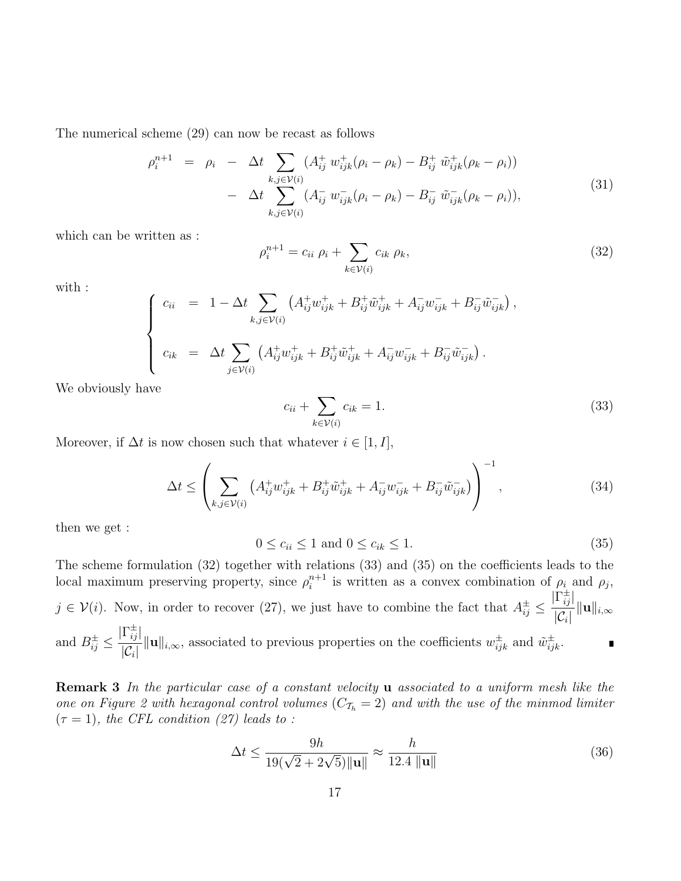The numerical scheme (29) can now be recast as follows

$$
\begin{aligned}
\rho_i^{n+1} \;&=\; \rho_i \;-\; \Delta t \sum_{k,j\in\mathcal{V}(i)} (A_{ij}^{+}\; w_{ijk}^{+}(\rho_i-\rho_k) - B_{ij}^{+}\; \tilde{w}_{ijk}^{+}(\rho_k-\rho_i)) \\
&\quad\;-\; \Delta t \sum_{k,j\in\mathcal{V}(i)} (A_{ij}^{-}\; w_{ijk}^{-}(\rho_i-\rho_k) - B_{ij}^{-}\; \tilde{w}_{ijk}^{-}(\rho_k-\rho_i)),
\end{aligned}
\tag{31}
$$

which can be written as :

$$
\rho_i^{n+1} = c_{ii}\;\rho_i + \sum_{k\in\mathcal{V}(i)} c_{ik}\;\rho_k,
\tag{32}
$$

with :

$$
\left\{
\begin{aligned}
c_{ii} \;&=\; 1-\Delta t \sum_{k,j\in\mathcal{V}(i)} \left(A_{ij}^{+}w_{ijk}^{+} + B_{ij}^{+}\tilde{w}_{ijk}^{+} + A_{ij}^{-}w_{ijk}^{-} + B_{ij}^{-}\tilde{w}_{ijk}^{-}\right), \\
c_{ik} \;&=\; \Delta t \sum_{j\in\mathcal{V}(i)} \left(A_{ij}^{+}w_{ijk}^{+} + B_{ij}^{+}\tilde{w}_{ijk}^{+} + A_{ij}^{-}w_{ijk}^{-} + B_{ij}^{-}\tilde{w}_{ijk}^{-}\right).
\end{aligned}
\right.
$$

We obviously have

$$
c_{ii} + \sum_{k\in\mathcal{V}(i)} c_{ik} = 1.
\tag{33}
$$

Moreover, if $\Delta t$ is now chosen such that whatever $i \in [1, I]$,

$$
\Delta t \le \left( \sum_{k,j\in\mathcal{V}(i)} \left(A_{ij}^{+}w_{ijk}^{+} + B_{ij}^{+}\tilde{w}_{ijk}^{+} + A_{ij}^{-}w_{ijk}^{-} + B_{ij}^{-}\tilde{w}_{ijk}^{-}\right) \right)^{-1},
\tag{34}
$$

then we get :

$$
0 \le c_{ii} \le 1 \text{ and } 0 \le c_{ik} \le 1.
\tag{35}
$$

The scheme formulation (32) together with relations (33) and (35) on the coefficients leads to the local maximum preserving property, since $\rho_i^{n+1}$ is written as a convex combination of $\rho_i$ and $\rho_j$, $j \in \mathcal{V}(i)$. Now, in order to recover (27), we just have to combine the fact that $A_{ij}^{\pm} \le \dfrac{|\Gamma_{ij}^{\pm}|}{|\mathcal{C}_i|}\|\mathbf{u}\|_{i,\infty}$ and $B_{ij}^{\pm} \le \dfrac{|\Gamma_{ij}^{\pm}|}{|\mathcal{C}_i|}\|\mathbf{u}\|_{i,\infty}$, associated to previous properties on the coefficients $w_{ijk}^{\pm}$ and $\tilde{w}_{ijk}^{\pm}$. ∎

**Remark 3** *In the particular case of a constant velocity* $\mathbf{u}$ *associated to a uniform mesh like the one on Figure 2 with hexagonal control volumes* ($C_{\mathcal{T}_h} = 2$) *and with the use of the minmod limiter* ($\tau = 1$)*, the CFL condition (27) leads to :*

$$
\Delta t \le \frac{9h}{19(\sqrt{2}+2\sqrt{5})\|\mathbf{u}\|} \approx \frac{h}{12.4\;\|\mathbf{u}\|}
\tag{36}
$$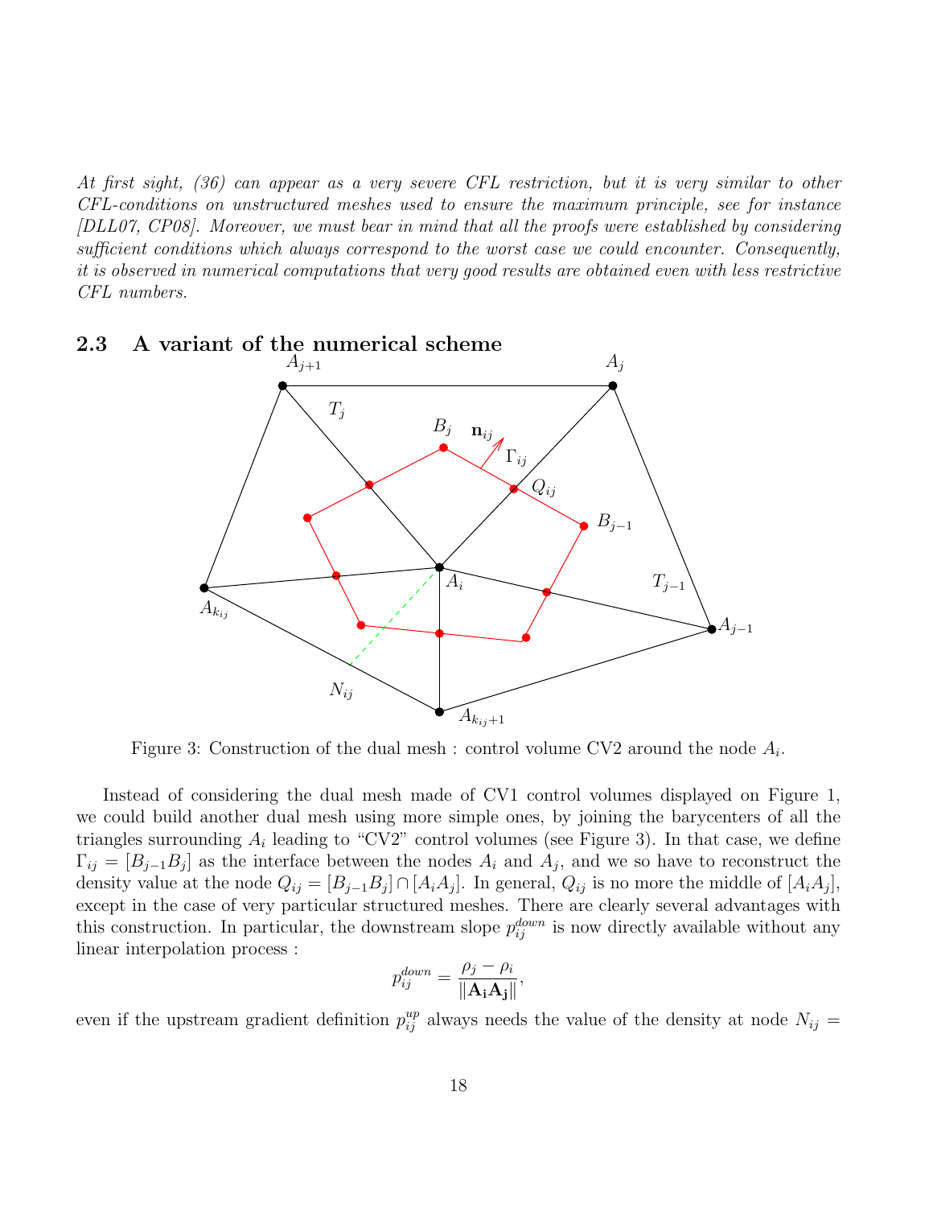*At first sight, (36) can appear as a very severe CFL restriction, but it is very similar to other CFL-conditions on unstructured meshes used to ensure the maximum principle, see for instance [DLL07, CP08]. Moreover, we must bear in mind that all the proofs were established by considering sufficient conditions which always correspond to the worst case we could encounter. Consequently, it is observed in numerical computations that very good results are obtained even with less restrictive CFL numbers.*

### 2.3 A variant of the numerical scheme

Figure 3: Construction of the dual mesh : control volume CV2 around the node $A_i$.

Instead of considering the dual mesh made of CV1 control volumes displayed on Figure 1, we could build another dual mesh using more simple ones, by joining the barycenters of all the triangles surrounding $A_i$ leading to "CV2" control volumes (see Figure 3). In that case, we define $\Gamma_{ij} = [B_{j-1}B_j]$ as the interface between the nodes $A_i$ and $A_j$, and we so have to reconstruct the density value at the node $Q_{ij} = [B_{j-1}B_j] \cap [A_iA_j]$. In general, $Q_{ij}$ is no more the middle of $[A_iA_j]$, except in the case of very particular structured meshes. There are clearly several advantages with this construction. In particular, the downstream slope $p_{ij}^{down}$ is now directly available without any linear interpolation process :

$$p_{ij}^{down} = \frac{\rho_j - \rho_i}{\|\mathbf{A_iA_j}\|},$$

even if the upstream gradient definition $p_{ij}^{up}$ always needs the value of the density at node $N_{ij} =$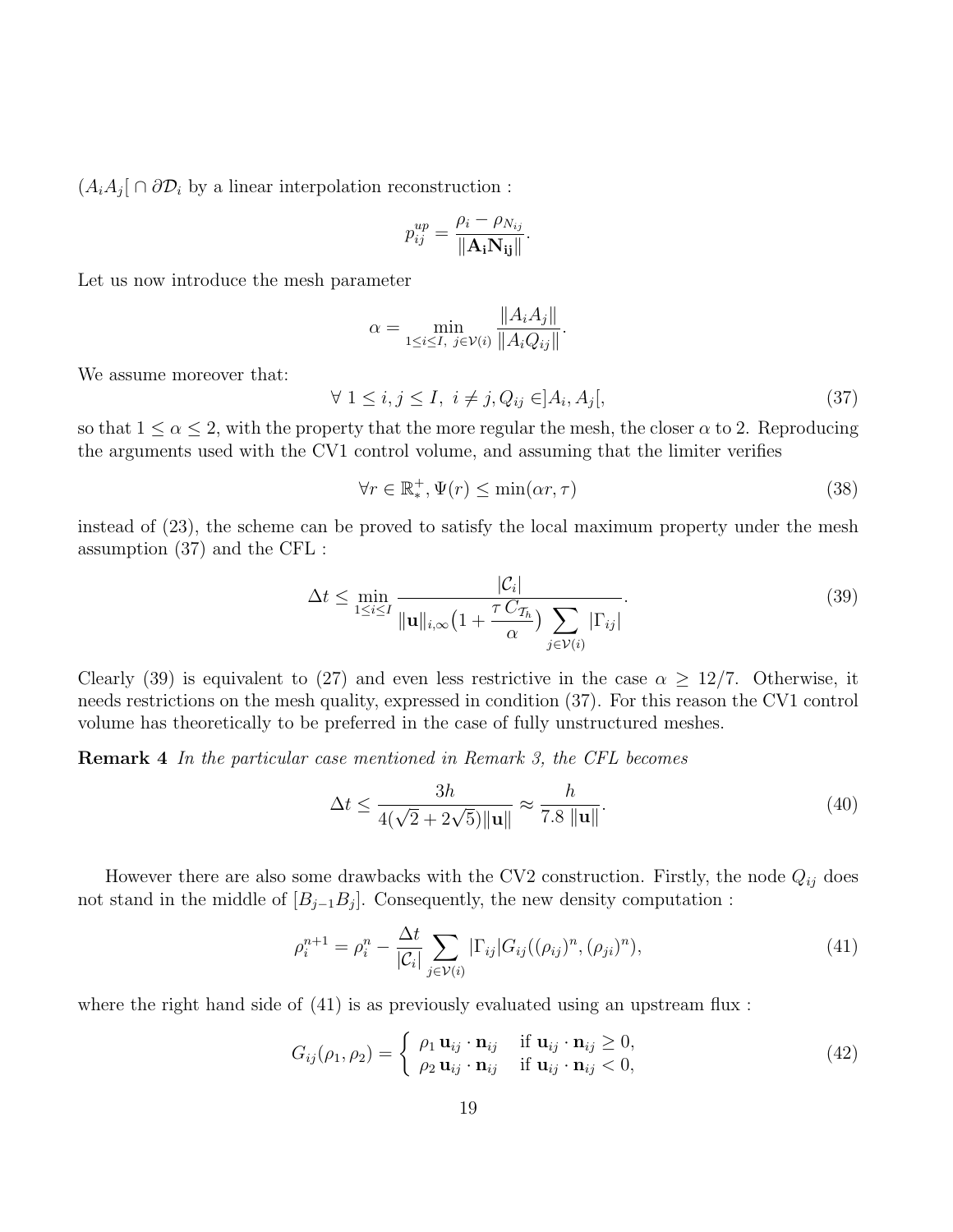$(A_iA_j[ \cap \partial\mathcal{D}_i$ by a linear interpolation reconstruction :

$$p_{ij}^{up} = \frac{\rho_i - \rho_{N_{ij}}}{\|\mathbf{A_i N_{ij}}\|}.$$

Let us now introduce the mesh parameter

$$\alpha = \min_{1\leq i\leq I,\ j\in\mathcal{V}(i)} \frac{\|A_iA_j\|}{\|A_iQ_{ij}\|}.$$

We assume moreover that:

$$\forall\ 1 \leq i,j \leq I,\ i \neq j, Q_{ij} \in ]A_i, A_j[, \tag{37}$$

so that $1 \leq \alpha \leq 2$, with the property that the more regular the mesh, the closer $\alpha$ to 2. Reproducing the arguments used with the CV1 control volume, and assuming that the limiter verifies

$$\forall r \in \mathbb{R}_*^+, \Psi(r) \leq \min(\alpha r, \tau) \tag{38}$$

instead of (23), the scheme can be proved to satisfy the local maximum property under the mesh assumption (37) and the CFL :

$$\Delta t \leq \min_{1\leq i\leq I} \frac{|\mathcal{C}_i|}{\|\mathbf{u}\|_{i,\infty}\big(1+\dfrac{\tau\, C_{\mathcal{T}_h}}{\alpha}\big)\displaystyle\sum_{j\in\mathcal{V}(i)}|\Gamma_{ij}|}. \tag{39}$$

Clearly (39) is equivalent to (27) and even less restrictive in the case $\alpha \geq 12/7$. Otherwise, it needs restrictions on the mesh quality, expressed in condition (37). For this reason the CV1 control volume has theoretically to be preferred in the case of fully unstructured meshes.

**Remark 4** *In the particular case mentioned in Remark 3, the CFL becomes*

$$\Delta t \leq \frac{3h}{4(\sqrt{2}+2\sqrt{5})\|\mathbf{u}\|} \approx \frac{h}{7.8\ \|\mathbf{u}\|}. \tag{40}$$

However there are also some drawbacks with the CV2 construction. Firstly, the node $Q_{ij}$ does not stand in the middle of $[B_{j-1}B_j]$. Consequently, the new density computation :

$$\rho_i^{n+1} = \rho_i^n - \frac{\Delta t}{|\mathcal{C}_i|}\sum_{j\in\mathcal{V}(i)}|\Gamma_{ij}|G_{ij}((\rho_{ij})^n,(\rho_{ji})^n), \tag{41}$$

where the right hand side of (41) is as previously evaluated using an upstream flux :

$$G_{ij}(\rho_1,\rho_2) = \begin{cases} \rho_1\, \mathbf{u}_{ij}\cdot\mathbf{n}_{ij} & \text{if } \mathbf{u}_{ij}\cdot\mathbf{n}_{ij} \geq 0, \\ \rho_2\, \mathbf{u}_{ij}\cdot\mathbf{n}_{ij} & \text{if } \mathbf{u}_{ij}\cdot\mathbf{n}_{ij} < 0, \end{cases} \tag{42}$$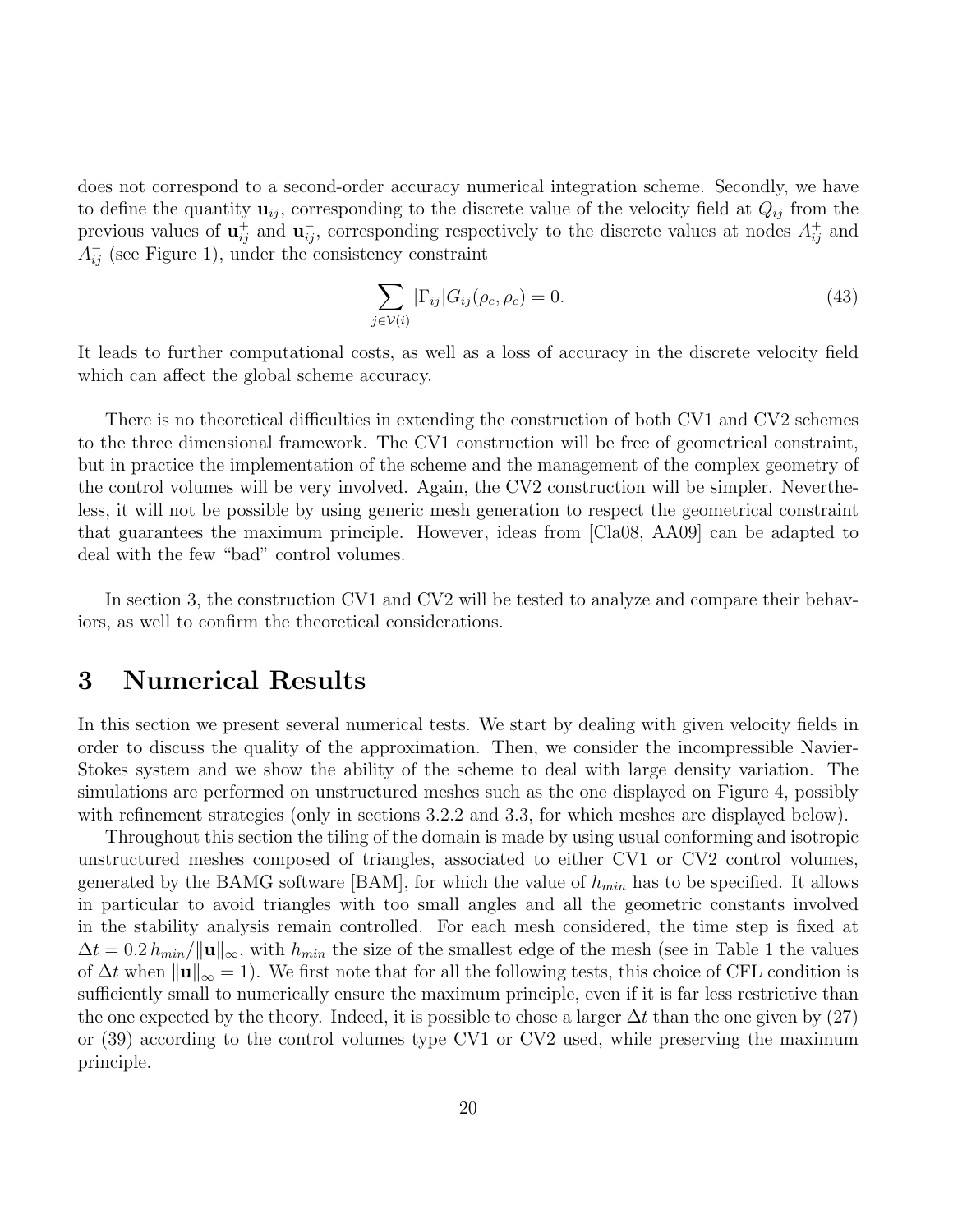does not correspond to a second-order accuracy numerical integration scheme. Secondly, we have to define the quantity $\mathbf{u}_{ij}$, corresponding to the discrete value of the velocity field at $Q_{ij}$ from the previous values of $\mathbf{u}_{ij}^{+}$ and $\mathbf{u}_{ij}^{-}$, corresponding respectively to the discrete values at nodes $A_{ij}^{+}$ and $A_{ij}^{-}$ (see Figure 1), under the consistency constraint

$$\sum_{j\in\mathcal{V}(i)} |\Gamma_{ij}| G_{ij}(\rho_c, \rho_c) = 0. \tag{43}$$

It leads to further computational costs, as well as a loss of accuracy in the discrete velocity field which can affect the global scheme accuracy.

There is no theoretical difficulties in extending the construction of both CV1 and CV2 schemes to the three dimensional framework. The CV1 construction will be free of geometrical constraint, but in practice the implementation of the scheme and the management of the complex geometry of the control volumes will be very involved. Again, the CV2 construction will be simpler. Nevertheless, it will not be possible by using generic mesh generation to respect the geometrical constraint that guarantees the maximum principle. However, ideas from [Cla08, AA09] can be adapted to deal with the few "bad" control volumes.

In section 3, the construction CV1 and CV2 will be tested to analyze and compare their behaviors, as well to confirm the theoretical considerations.

# 3 Numerical Results

In this section we present several numerical tests. We start by dealing with given velocity fields in order to discuss the quality of the approximation. Then, we consider the incompressible Navier-Stokes system and we show the ability of the scheme to deal with large density variation. The simulations are performed on unstructured meshes such as the one displayed on Figure 4, possibly with refinement strategies (only in sections 3.2.2 and 3.3, for which meshes are displayed below).

Throughout this section the tiling of the domain is made by using usual conforming and isotropic unstructured meshes composed of triangles, associated to either CV1 or CV2 control volumes, generated by the BAMG software [BAM], for which the value of $h_{min}$ has to be specified. It allows in particular to avoid triangles with too small angles and all the geometric constants involved in the stability analysis remain controlled. For each mesh considered, the time step is fixed at $\Delta t = 0.2\, h_{min}/\|\mathbf{u}\|_{\infty}$, with $h_{min}$ the size of the smallest edge of the mesh (see in Table 1 the values of $\Delta t$ when $\|\mathbf{u}\|_{\infty} = 1$). We first note that for all the following tests, this choice of CFL condition is sufficiently small to numerically ensure the maximum principle, even if it is far less restrictive than the one expected by the theory. Indeed, it is possible to chose a larger $\Delta t$ than the one given by (27) or (39) according to the control volumes type CV1 or CV2 used, while preserving the maximum principle.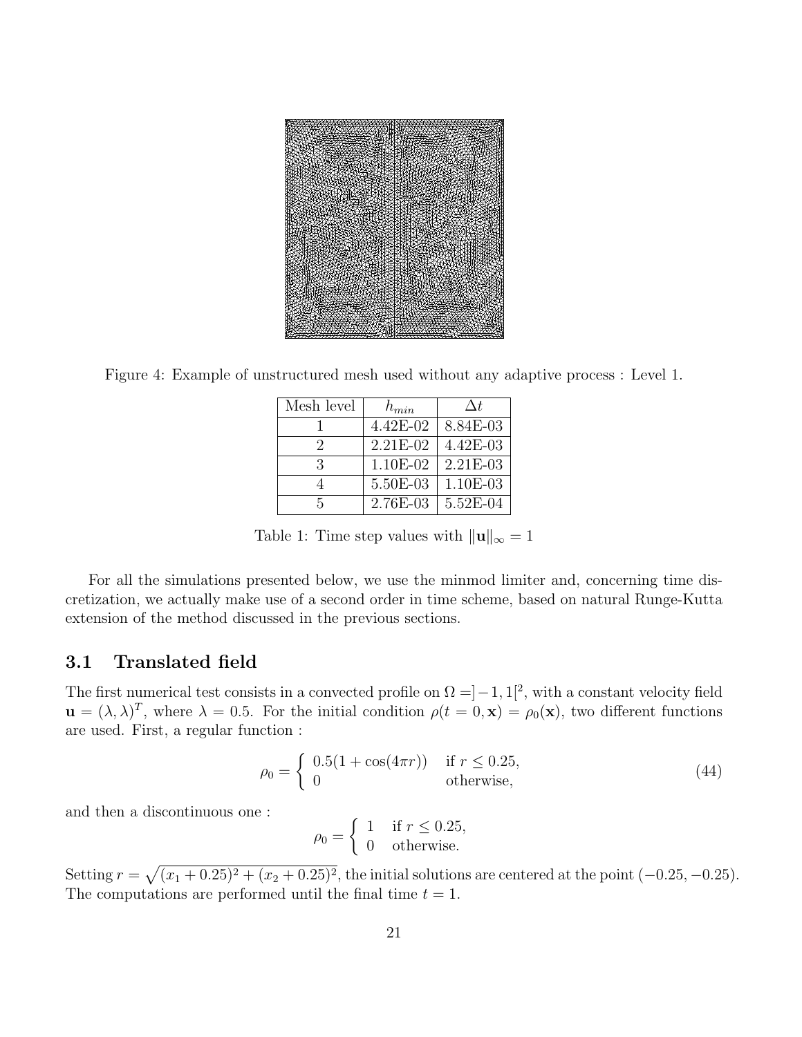Figure 4: Example of unstructured mesh used without any adaptive process : Level 1.

| Mesh level | $h_{min}$ | $\Delta t$ |
|---|---|---|
| 1 | 4.42E-02 | 8.84E-03 |
| 2 | 2.21E-02 | 4.42E-03 |
| 3 | 1.10E-02 | 2.21E-03 |
| 4 | 5.50E-03 | 1.10E-03 |
| 5 | 2.76E-03 | 5.52E-04 |

Table 1: Time step values with $\|\mathbf{u}\|_\infty = 1$

For all the simulations presented below, we use the minmod limiter and, concerning time discretization, we actually make use of a second order in time scheme, based on natural Runge-Kutta extension of the method discussed in the previous sections.

### 3.1 Translated field

The first numerical test consists in a convected profile on $\Omega = ]-1, 1[^2$, with a constant velocity field $\mathbf{u} = (\lambda, \lambda)^T$, where $\lambda = 0.5$. For the initial condition $\rho(t = 0, \mathbf{x}) = \rho_0(\mathbf{x})$, two different functions are used. First, a regular function :

$$
\rho_0 = \begin{cases} 0.5(1 + \cos(4\pi r)) & \text{if } r \leq 0.25, \\ 0 & \text{otherwise,} \end{cases} \tag{44}
$$

and then a discontinuous one :

$$
\rho_0 = \begin{cases} 1 & \text{if } r \leq 0.25, \\ 0 & \text{otherwise.} \end{cases}
$$

Setting $r = \sqrt{(x_1 + 0.25)^2 + (x_2 + 0.25)^2}$, the initial solutions are centered at the point $(-0.25, -0.25)$. The computations are performed until the final time $t = 1$.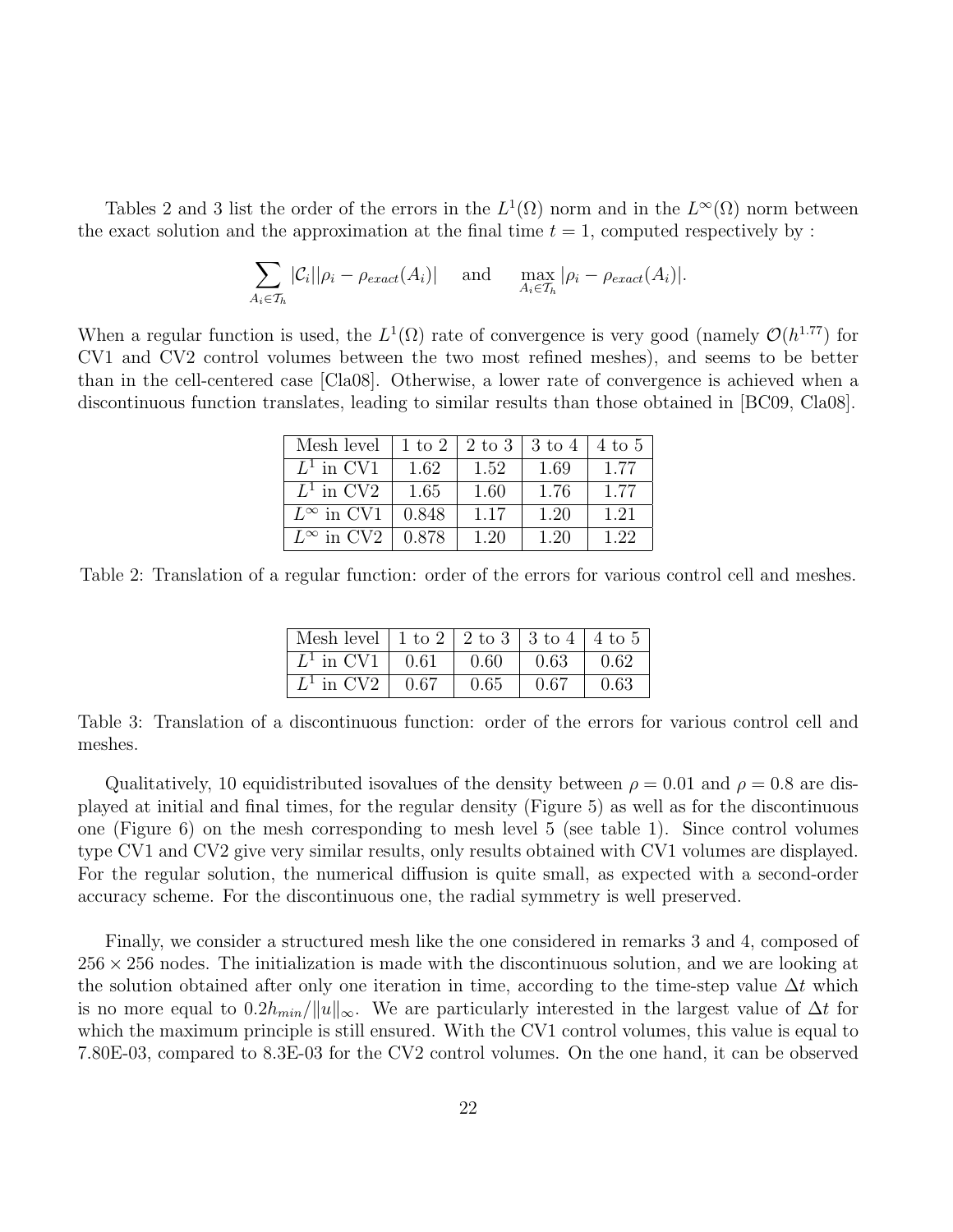Tables 2 and 3 list the order of the errors in the $L^1(\Omega)$ norm and in the $L^\infty(\Omega)$ norm between the exact solution and the approximation at the final time $t = 1$, computed respectively by :

$$\sum_{A_i \in \mathcal{T}_h} |\mathcal{C}_i||\rho_i - \rho_{exact}(A_i)| \quad \text{and} \quad \max_{A_i \in \mathcal{T}_h} |\rho_i - \rho_{exact}(A_i)|.$$

When a regular function is used, the $L^1(\Omega)$ rate of convergence is very good (namely $\mathcal{O}(h^{1.77})$ for CV1 and CV2 control volumes between the two most refined meshes), and seems to be better than in the cell-centered case [Cla08]. Otherwise, a lower rate of convergence is achieved when a discontinuous function translates, leading to similar results than those obtained in [BC09, Cla08].

| Mesh level | 1 to 2 | 2 to 3 | 3 to 4 | 4 to 5 |
|---|---|---|---|---|
| $L^1$ in CV1 | 1.62 | 1.52 | 1.69 | 1.77 |
| $L^1$ in CV2 | 1.65 | 1.60 | 1.76 | 1.77 |
| $L^\infty$ in CV1 | 0.848 | 1.17 | 1.20 | 1.21 |
| $L^\infty$ in CV2 | 0.878 | 1.20 | 1.20 | 1.22 |

Table 2: Translation of a regular function: order of the errors for various control cell and meshes.

| Mesh level | 1 to 2 | 2 to 3 | 3 to 4 | 4 to 5 |
|---|---|---|---|---|
| $L^1$ in CV1 | 0.61 | 0.60 | 0.63 | 0.62 |
| $L^1$ in CV2 | 0.67 | 0.65 | 0.67 | 0.63 |

Table 3: Translation of a discontinuous function: order of the errors for various control cell and meshes.

Qualitatively, 10 equidistributed isovalues of the density between $\rho = 0.01$ and $\rho = 0.8$ are displayed at initial and final times, for the regular density (Figure 5) as well as for the discontinuous one (Figure 6) on the mesh corresponding to mesh level 5 (see table 1). Since control volumes type CV1 and CV2 give very similar results, only results obtained with CV1 volumes are displayed. For the regular solution, the numerical diffusion is quite small, as expected with a second-order accuracy scheme. For the discontinuous one, the radial symmetry is well preserved.

Finally, we consider a structured mesh like the one considered in remarks 3 and 4, composed of $256 \times 256$ nodes. The initialization is made with the discontinuous solution, and we are looking at the solution obtained after only one iteration in time, according to the time-step value $\Delta t$ which is no more equal to $0.2h_{min}/\|u\|_\infty$. We are particularly interested in the largest value of $\Delta t$ for which the maximum principle is still ensured. With the CV1 control volumes, this value is equal to 7.80E-03, compared to 8.3E-03 for the CV2 control volumes. On the one hand, it can be observed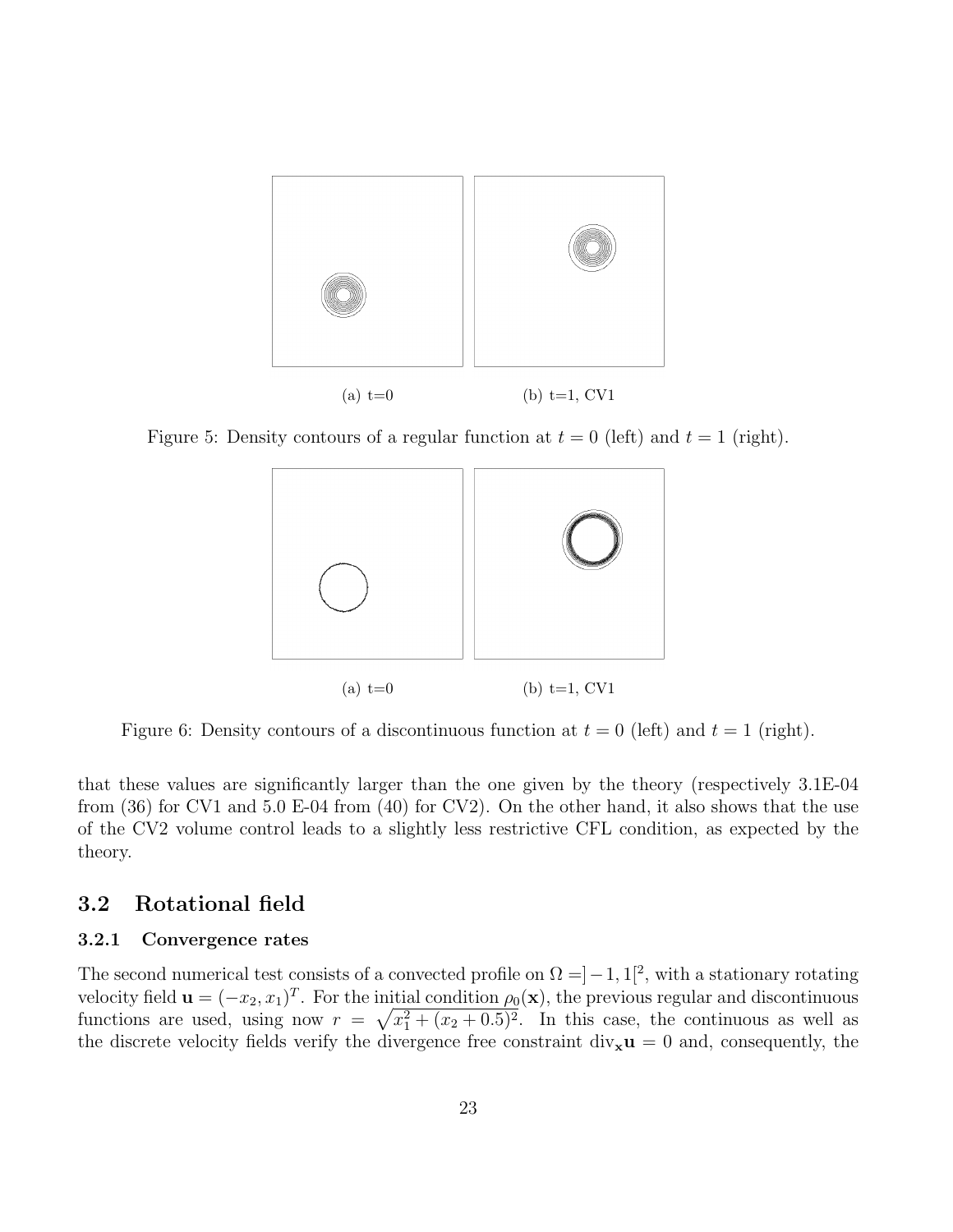(a) t=0

(b) t=1, CV1

Figure 5: Density contours of a regular function at $t = 0$ (left) and $t = 1$ (right).

(a) t=0

(b) t=1, CV1

Figure 6: Density contours of a discontinuous function at $t = 0$ (left) and $t = 1$ (right).

that these values are significantly larger than the one given by the theory (respectively 3.1E-04 from (36) for CV1 and 5.0 E-04 from (40) for CV2). On the other hand, it also shows that the use of the CV2 volume control leads to a slightly less restrictive CFL condition, as expected by the theory.

## 3.2 Rotational field

### 3.2.1 Convergence rates

The second numerical test consists of a convected profile on $\Omega = ]-1, 1[^2$, with a stationary rotating velocity field $\mathbf{u} = (-x_2, x_1)^T$. For the initial condition $\rho_0(\mathbf{x})$, the previous regular and discontinuous functions are used, using now $r = \sqrt{x_1^2 + (x_2 + 0.5)^2}$. In this case, the continuous as well as the discrete velocity fields verify the divergence free constraint $\text{div}_{\mathbf{x}} \mathbf{u} = 0$ and, consequently, the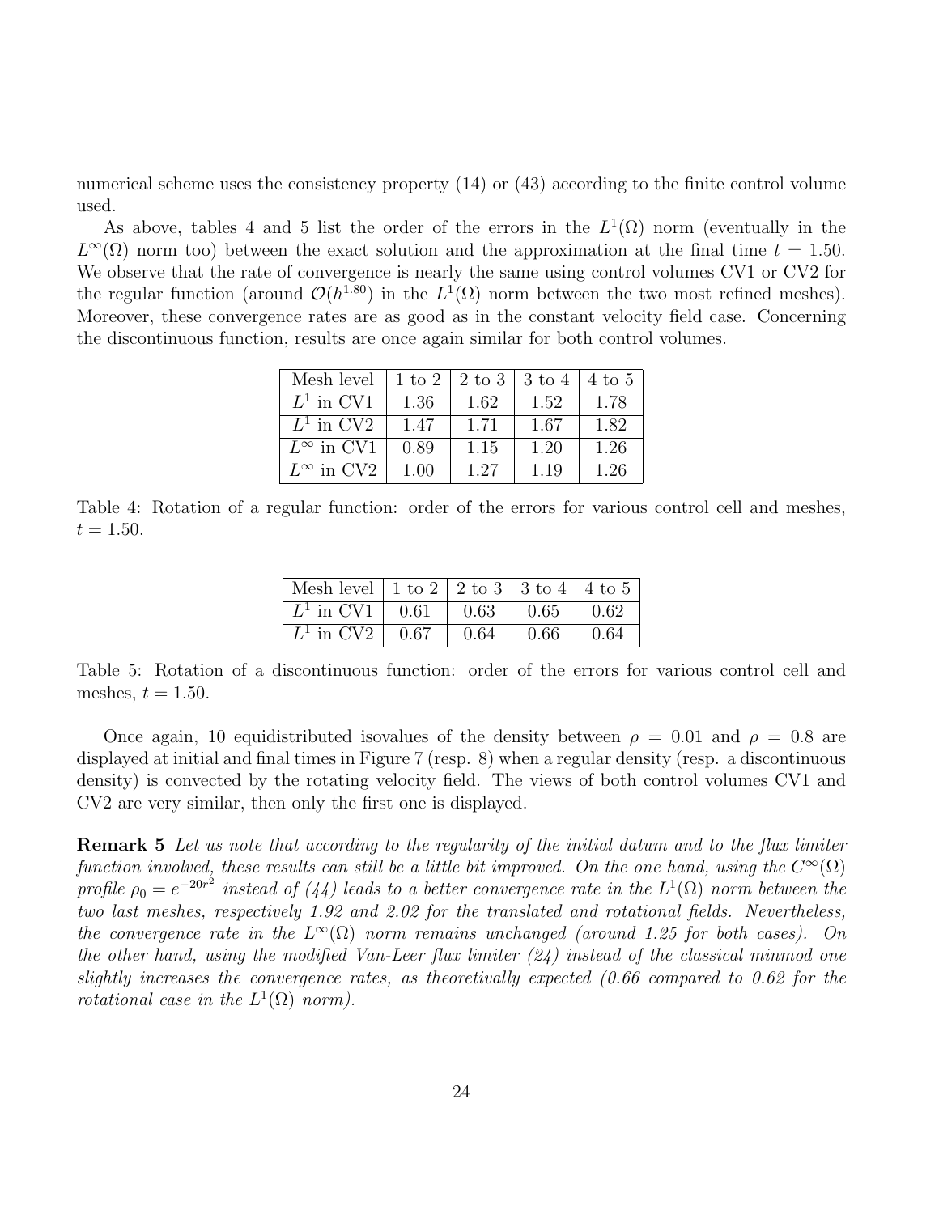numerical scheme uses the consistency property (14) or (43) according to the finite control volume used.

As above, tables 4 and 5 list the order of the errors in the $L^1(\Omega)$ norm (eventually in the $L^\infty(\Omega)$ norm too) between the exact solution and the approximation at the final time $t = 1.50$. We observe that the rate of convergence is nearly the same using control volumes CV1 or CV2 for the regular function (around $\mathcal{O}(h^{1.80})$ in the $L^1(\Omega)$ norm between the two most refined meshes). Moreover, these convergence rates are as good as in the constant velocity field case. Concerning the discontinuous function, results are once again similar for both control volumes.

| Mesh level | 1 to 2 | 2 to 3 | 3 to 4 | 4 to 5 |
|---|---|---|---|---|
| $L^1$ in CV1 | 1.36 | 1.62 | 1.52 | 1.78 |
| $L^1$ in CV2 | 1.47 | 1.71 | 1.67 | 1.82 |
| $L^\infty$ in CV1 | 0.89 | 1.15 | 1.20 | 1.26 |
| $L^\infty$ in CV2 | 1.00 | 1.27 | 1.19 | 1.26 |

Table 4: Rotation of a regular function: order of the errors for various control cell and meshes, $t = 1.50$.

| Mesh level | 1 to 2 | 2 to 3 | 3 to 4 | 4 to 5 |
|---|---|---|---|---|
| $L^1$ in CV1 | 0.61 | 0.63 | 0.65 | 0.62 |
| $L^1$ in CV2 | 0.67 | 0.64 | 0.66 | 0.64 |

Table 5: Rotation of a discontinuous function: order of the errors for various control cell and meshes, $t = 1.50$.

Once again, 10 equidistributed isovalues of the density between $\rho = 0.01$ and $\rho = 0.8$ are displayed at initial and final times in Figure 7 (resp. 8) when a regular density (resp. a discontinuous density) is convected by the rotating velocity field. The views of both control volumes CV1 and CV2 are very similar, then only the first one is displayed.

**Remark 5** *Let us note that according to the regularity of the initial datum and to the flux limiter function involved, these results can still be a little bit improved. On the one hand, using the $C^\infty(\Omega)$ profile $\rho_0 = e^{-20r^2}$ instead of (44) leads to a better convergence rate in the $L^1(\Omega)$ norm between the two last meshes, respectively 1.92 and 2.02 for the translated and rotational fields. Nevertheless, the convergence rate in the $L^\infty(\Omega)$ norm remains unchanged (around 1.25 for both cases). On the other hand, using the modified Van-Leer flux limiter (24) instead of the classical minmod one slightly increases the convergence rates, as theoretivally expected (0.66 compared to 0.62 for the rotational case in the $L^1(\Omega)$ norm).*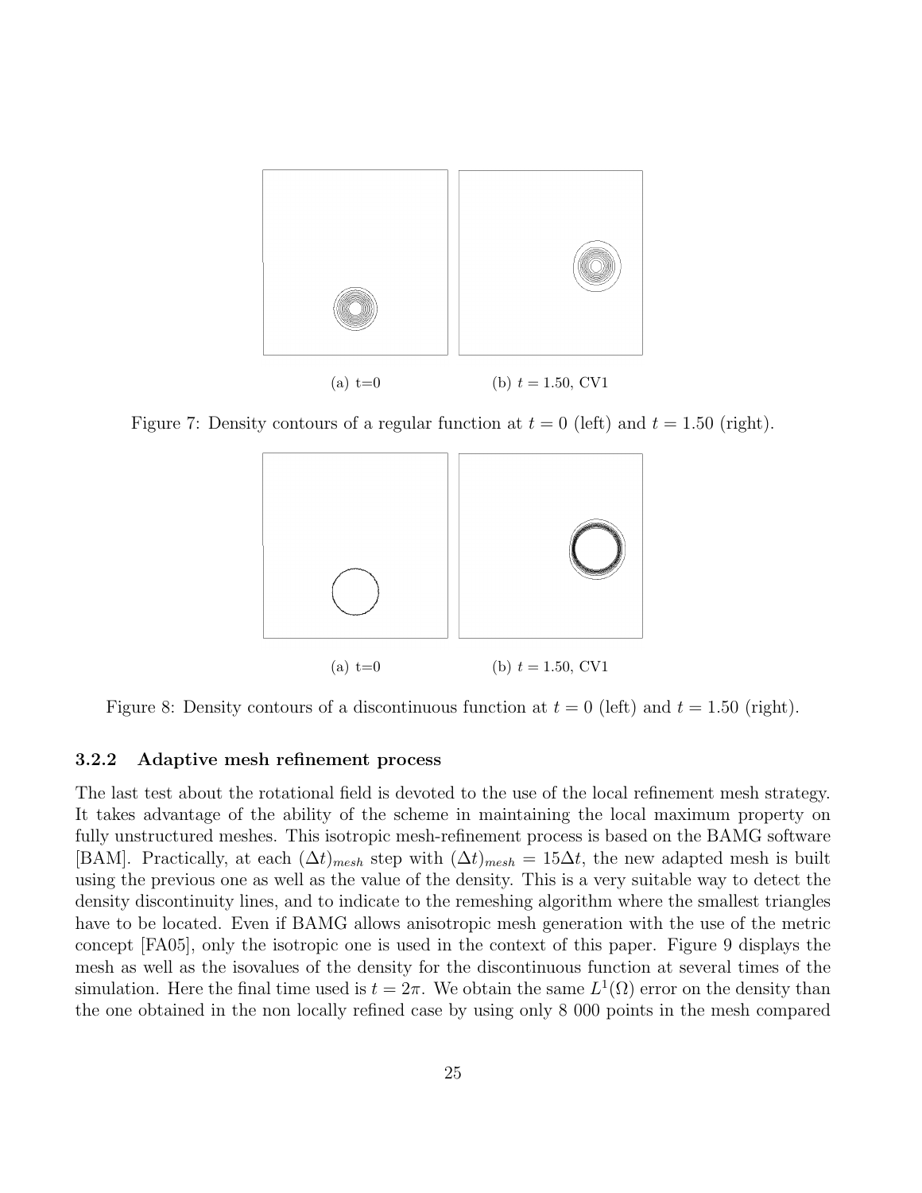(a) t=0 (b) $t = 1.50$, CV1

Figure 7: Density contours of a regular function at $t = 0$ (left) and $t = 1.50$ (right).

(a) t=0 (b) $t = 1.50$, CV1

Figure 8: Density contours of a discontinuous function at $t = 0$ (left) and $t = 1.50$ (right).

#### 3.2.2 Adaptive mesh refinement process

The last test about the rotational field is devoted to the use of the local refinement mesh strategy. It takes advantage of the ability of the scheme in maintaining the local maximum property on fully unstructured meshes. This isotropic mesh-refinement process is based on the BAMG software [BAM]. Practically, at each $(\Delta t)_{mesh}$ step with $(\Delta t)_{mesh} = 15\Delta t$, the new adapted mesh is built using the previous one as well as the value of the density. This is a very suitable way to detect the density discontinuity lines, and to indicate to the remeshing algorithm where the smallest triangles have to be located. Even if BAMG allows anisotropic mesh generation with the use of the metric concept [FA05], only the isotropic one is used in the context of this paper. Figure 9 displays the mesh as well as the isovalues of the density for the discontinuous function at several times of the simulation. Here the final time used is $t = 2\pi$. We obtain the same $L^1(\Omega)$ error on the density than the one obtained in the non locally refined case by using only 8 000 points in the mesh compared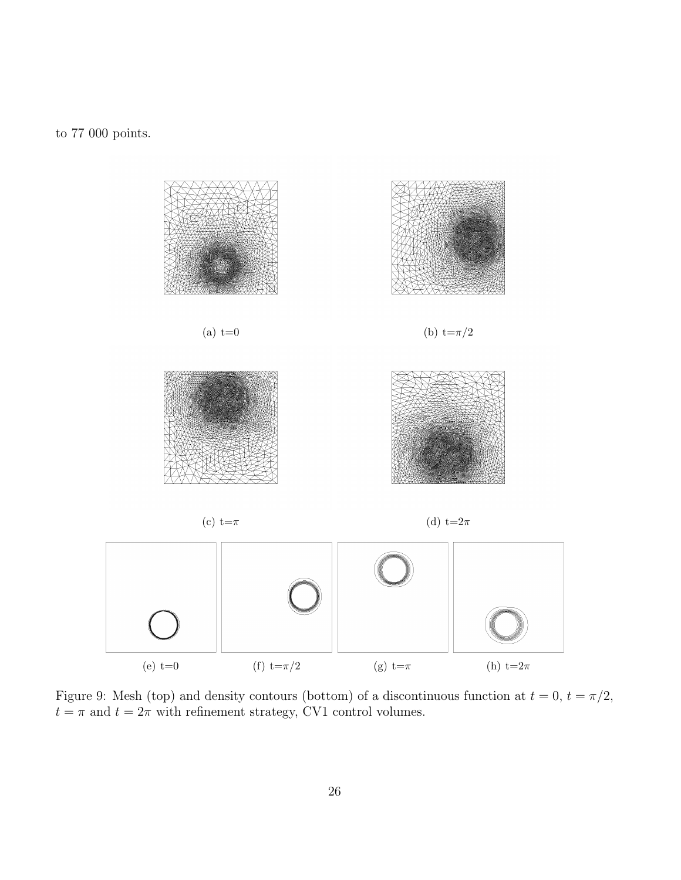to 77 000 points.

(a) t=0

(b) t=$\pi/2$

(c) t=$\pi$

(d) t=$2\pi$

(e) t=0

(f) t=$\pi/2$

(g) t=$\pi$

(h) t=$2\pi$

Figure 9: Mesh (top) and density contours (bottom) of a discontinuous function at $t = 0$, $t = \pi/2$, $t = \pi$ and $t = 2\pi$ with refinement strategy, CV1 control volumes.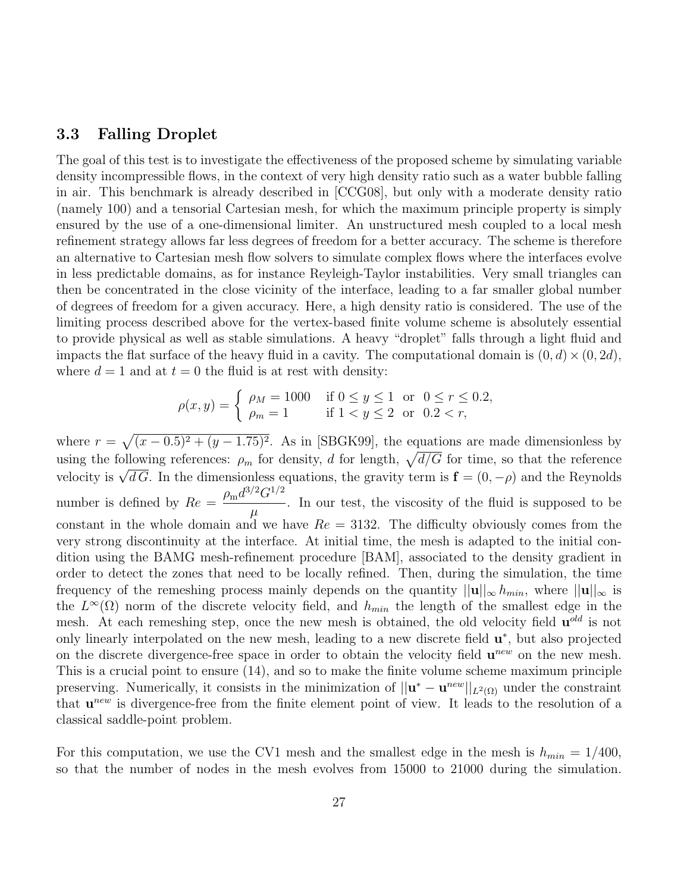### 3.3 Falling Droplet

The goal of this test is to investigate the effectiveness of the proposed scheme by simulating variable density incompressible flows, in the context of very high density ratio such as a water bubble falling in air. This benchmark is already described in [CCG08], but only with a moderate density ratio (namely 100) and a tensorial Cartesian mesh, for which the maximum principle property is simply ensured by the use of a one-dimensional limiter. An unstructured mesh coupled to a local mesh refinement strategy allows far less degrees of freedom for a better accuracy. The scheme is therefore an alternative to Cartesian mesh flow solvers to simulate complex flows where the interfaces evolve in less predictable domains, as for instance Reyleigh-Taylor instabilities. Very small triangles can then be concentrated in the close vicinity of the interface, leading to a far smaller global number of degrees of freedom for a given accuracy. Here, a high density ratio is considered. The use of the limiting process described above for the vertex-based finite volume scheme is absolutely essential to provide physical as well as stable simulations. A heavy "droplet" falls through a light fluid and impacts the flat surface of the heavy fluid in a cavity. The computational domain is $(0, d) \times (0, 2d)$, where $d = 1$ and at $t = 0$ the fluid is at rest with density:

$$
\rho(x, y) = \begin{cases} \rho_M = 1000 & \text{if } 0 \leq y \leq 1 \ \text{ or } \ 0 \leq r \leq 0.2, \\ \rho_m = 1 & \text{if } 1 < y \leq 2 \ \text{ or } \ 0.2 < r, \end{cases}
$$

where $r = \sqrt{(x - 0.5)^2 + (y - 1.75)^2}$. As in [SBGK99], the equations are made dimensionless by using the following references: $\rho_m$ for density, $d$ for length, $\sqrt{d/G}$ for time, so that the reference velocity is $\sqrt{d\,G}$. In the dimensionless equations, the gravity term is $\mathbf{f} = (0, -\rho)$ and the Reynolds number is defined by $Re = \dfrac{\rho_{\mathrm{m}} d^{3/2} G^{1/2}}{\mu}$. In our test, the viscosity of the fluid is supposed to be constant in the whole domain and we have $Re = 3132$. The difficulty obviously comes from the very strong discontinuity at the interface. At initial time, the mesh is adapted to the initial condition using the BAMG mesh-refinement procedure [BAM], associated to the density gradient in order to detect the zones that need to be locally refined. Then, during the simulation, the time frequency of the remeshing process mainly depends on the quantity $||\mathbf{u}||_\infty \, h_{min}$, where $||\mathbf{u}||_\infty$ is the $L^\infty(\Omega)$ norm of the discrete velocity field, and $h_{min}$ the length of the smallest edge in the mesh. At each remeshing step, once the new mesh is obtained, the old velocity field $\mathbf{u}^{old}$ is not only linearly interpolated on the new mesh, leading to a new discrete field $\mathbf{u}^*$, but also projected on the discrete divergence-free space in order to obtain the velocity field $\mathbf{u}^{new}$ on the new mesh. This is a crucial point to ensure (14), and so to make the finite volume scheme maximum principle preserving. Numerically, it consists in the minimization of $||\mathbf{u}^* - \mathbf{u}^{new}||_{L^2(\Omega)}$ under the constraint that $\mathbf{u}^{new}$ is divergence-free from the finite element point of view. It leads to the resolution of a classical saddle-point problem.

For this computation, we use the CV1 mesh and the smallest edge in the mesh is $h_{min} = 1/400$, so that the number of nodes in the mesh evolves from 15000 to 21000 during the simulation.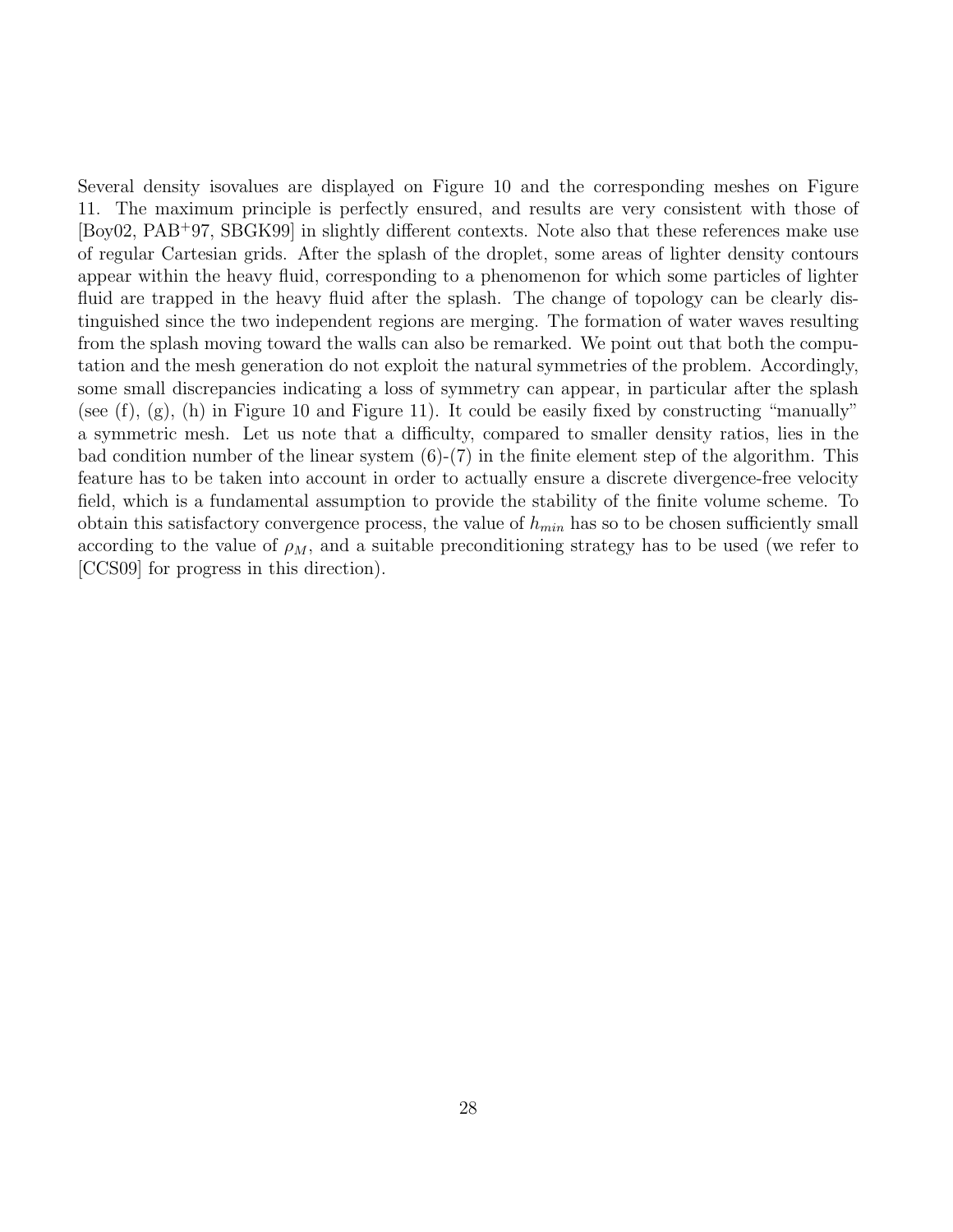Several density isovalues are displayed on Figure 10 and the corresponding meshes on Figure 11. The maximum principle is perfectly ensured, and results are very consistent with those of [Boy02, PAB+97, SBGK99] in slightly different contexts. Note also that these references make use of regular Cartesian grids. After the splash of the droplet, some areas of lighter density contours appear within the heavy fluid, corresponding to a phenomenon for which some particles of lighter fluid are trapped in the heavy fluid after the splash. The change of topology can be clearly distinguished since the two independent regions are merging. The formation of water waves resulting from the splash moving toward the walls can also be remarked. We point out that both the computation and the mesh generation do not exploit the natural symmetries of the problem. Accordingly, some small discrepancies indicating a loss of symmetry can appear, in particular after the splash (see (f), (g), (h) in Figure 10 and Figure 11). It could be easily fixed by constructing "manually" a symmetric mesh. Let us note that a difficulty, compared to smaller density ratios, lies in the bad condition number of the linear system (6)-(7) in the finite element step of the algorithm. This feature has to be taken into account in order to actually ensure a discrete divergence-free velocity field, which is a fundamental assumption to provide the stability of the finite volume scheme. To obtain this satisfactory convergence process, the value of $h_{min}$ has so to be chosen sufficiently small according to the value of $\rho_M$, and a suitable preconditioning strategy has to be used (we refer to [CCS09] for progress in this direction).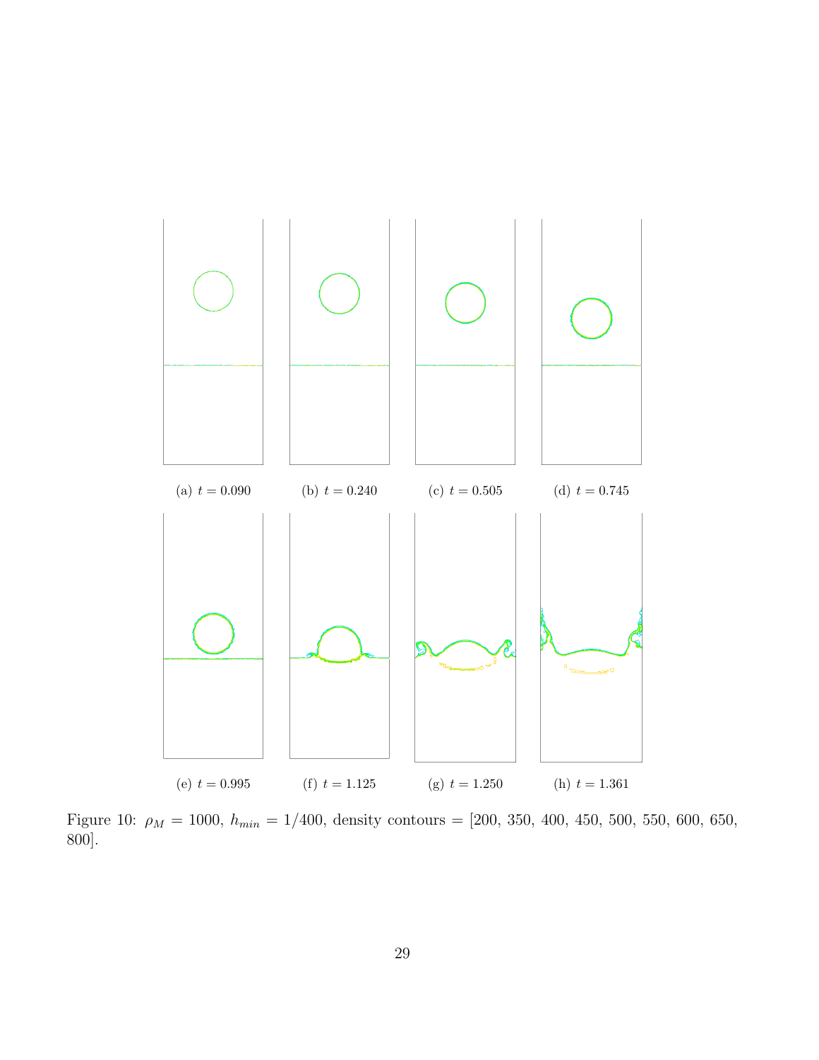(a) $t = 0.090$

(b) $t = 0.240$

(c) $t = 0.505$

(d) $t = 0.745$

(e) $t = 0.995$

(f) $t = 1.125$

(g) $t = 1.250$

(h) $t = 1.361$

Figure 10: $\rho_M = 1000$, $h_{min} = 1/400$, density contours = [200, 350, 400, 450, 500, 550, 600, 650, 800].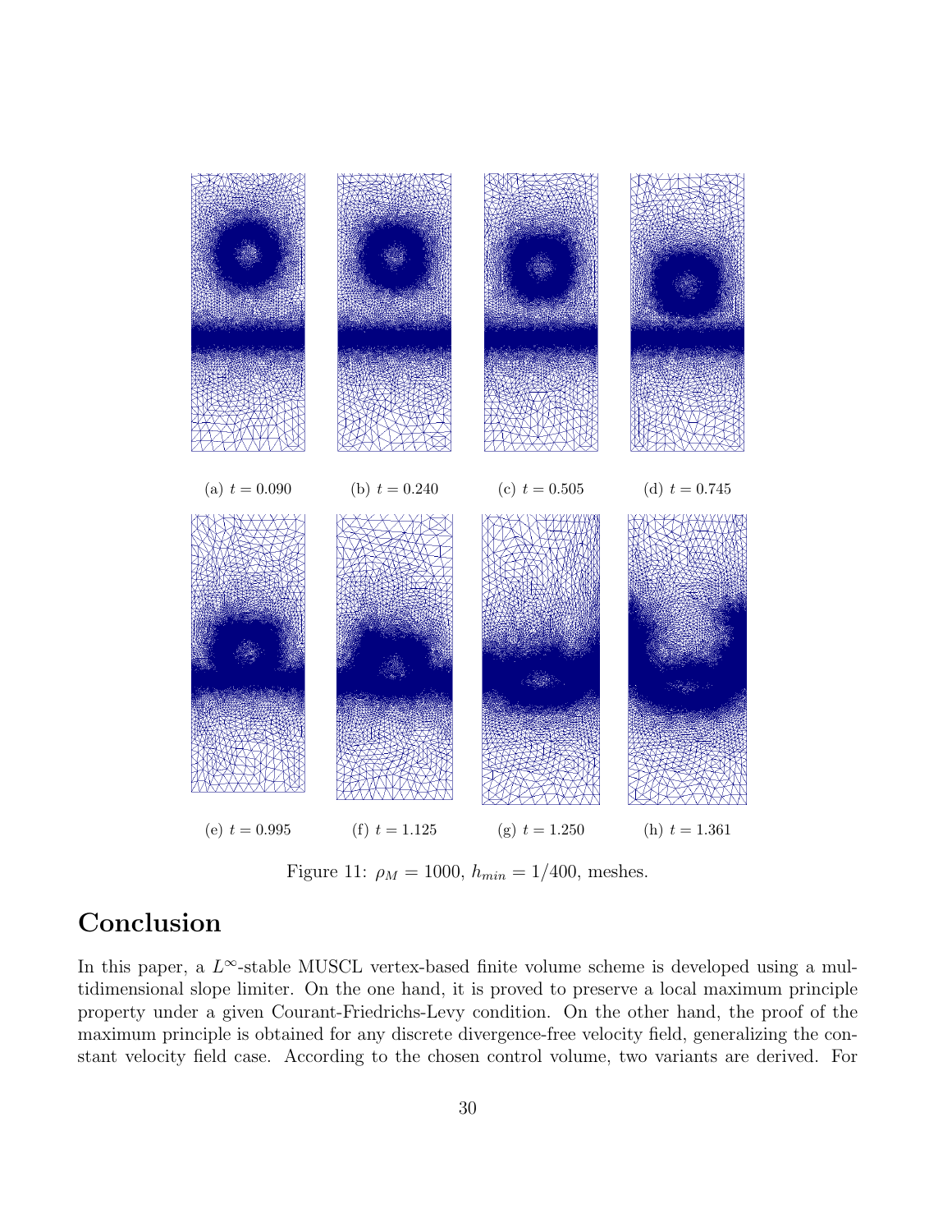(a) $t = 0.090$ (b) $t = 0.240$ (c) $t = 0.505$ (d) $t = 0.745$

(e) $t = 0.995$ (f) $t = 1.125$ (g) $t = 1.250$ (h) $t = 1.361$

Figure 11: $\rho_M = 1000$, $h_{min} = 1/400$, meshes.

# Conclusion

In this paper, a $L^\infty$-stable MUSCL vertex-based finite volume scheme is developed using a multidimensional slope limiter. On the one hand, it is proved to preserve a local maximum principle property under a given Courant-Friedrichs-Levy condition. On the other hand, the proof of the maximum principle is obtained for any discrete divergence-free velocity field, generalizing the constant velocity field case. According to the chosen control volume, two variants are derived. For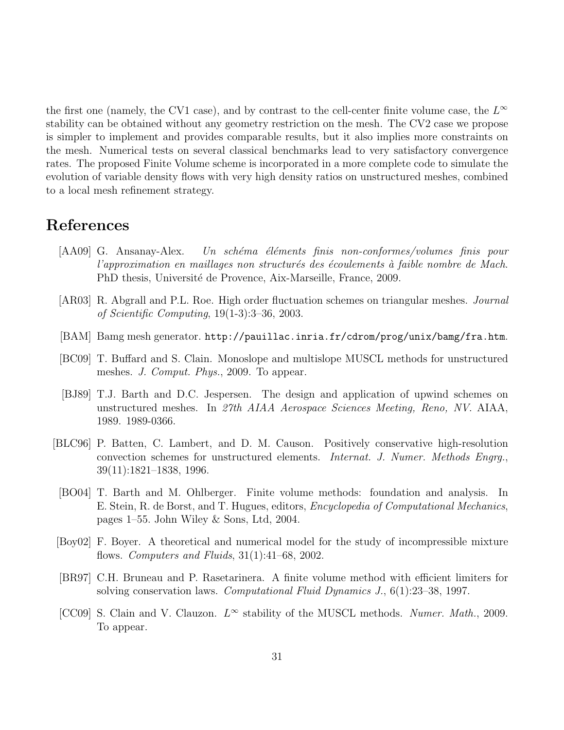the first one (namely, the CV1 case), and by contrast to the cell-center finite volume case, the $L^\infty$ stability can be obtained without any geometry restriction on the mesh. The CV2 case we propose is simpler to implement and provides comparable results, but it also implies more constraints on the mesh. Numerical tests on several classical benchmarks lead to very satisfactory convergence rates. The proposed Finite Volume scheme is incorporated in a more complete code to simulate the evolution of variable density flows with very high density ratios on unstructured meshes, combined to a local mesh refinement strategy.

# References

[AA09] G. Ansanay-Alex. *Un schéma éléments finis non-conformes/volumes finis pour l'approximation en maillages non structurés des écoulements à faible nombre de Mach*. PhD thesis, Université de Provence, Aix-Marseille, France, 2009.

[AR03] R. Abgrall and P.L. Roe. High order fluctuation schemes on triangular meshes. *Journal of Scientific Computing*, 19(1-3):3–36, 2003.

[BAM] Bamg mesh generator. http://pauillac.inria.fr/cdrom/prog/unix/bamg/fra.htm.

[BC09] T. Buffard and S. Clain. Monoslope and multislope MUSCL methods for unstructured meshes. *J. Comput. Phys.*, 2009. To appear.

[BJ89] T.J. Barth and D.C. Jespersen. The design and application of upwind schemes on unstructured meshes. In *27th AIAA Aerospace Sciences Meeting, Reno, NV*. AIAA, 1989. 1989-0366.

[BLC96] P. Batten, C. Lambert, and D. M. Causon. Positively conservative high-resolution convection schemes for unstructured elements. *Internat. J. Numer. Methods Engrg.*, 39(11):1821–1838, 1996.

[BO04] T. Barth and M. Ohlberger. Finite volume methods: foundation and analysis. In E. Stein, R. de Borst, and T. Hugues, editors, *Encyclopedia of Computational Mechanics*, pages 1–55. John Wiley & Sons, Ltd, 2004.

[Boy02] F. Boyer. A theoretical and numerical model for the study of incompressible mixture flows. *Computers and Fluids*, 31(1):41–68, 2002.

[BR97] C.H. Bruneau and P. Rasetarinera. A finite volume method with efficient limiters for solving conservation laws. *Computational Fluid Dynamics J.*, 6(1):23–38, 1997.

[CC09] S. Clain and V. Clauzon. $L^\infty$ stability of the MUSCL methods. *Numer. Math.*, 2009. To appear.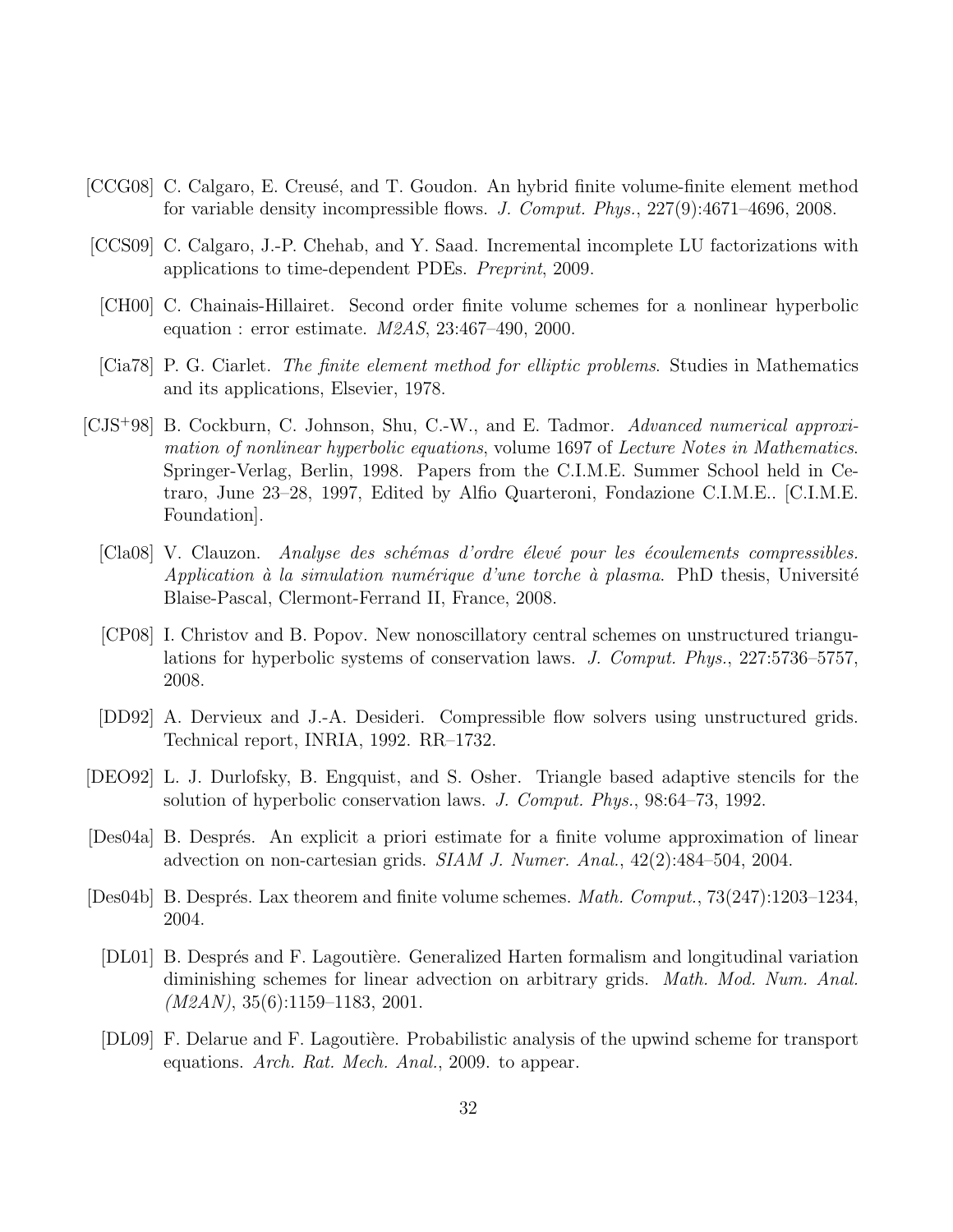[CCG08] C. Calgaro, E. Creusé, and T. Goudon. An hybrid finite volume-finite element method for variable density incompressible flows. *J. Comput. Phys.*, 227(9):4671–4696, 2008.

[CCS09] C. Calgaro, J.-P. Chehab, and Y. Saad. Incremental incomplete LU factorizations with applications to time-dependent PDEs. *Preprint*, 2009.

[CH00] C. Chainais-Hillairet. Second order finite volume schemes for a nonlinear hyperbolic equation : error estimate. *M2AS*, 23:467–490, 2000.

[Cia78] P. G. Ciarlet. *The finite element method for elliptic problems*. Studies in Mathematics and its applications, Elsevier, 1978.

[CJS+98] B. Cockburn, C. Johnson, Shu, C.-W., and E. Tadmor. *Advanced numerical approximation of nonlinear hyperbolic equations*, volume 1697 of *Lecture Notes in Mathematics*. Springer-Verlag, Berlin, 1998. Papers from the C.I.M.E. Summer School held in Cetraro, June 23–28, 1997, Edited by Alfio Quarteroni, Fondazione C.I.M.E.. [C.I.M.E. Foundation].

[Cla08] V. Clauzon. *Analyse des schémas d'ordre élevé pour les écoulements compressibles. Application à la simulation numérique d'une torche à plasma*. PhD thesis, Université Blaise-Pascal, Clermont-Ferrand II, France, 2008.

[CP08] I. Christov and B. Popov. New nonoscillatory central schemes on unstructured triangulations for hyperbolic systems of conservation laws. *J. Comput. Phys.*, 227:5736–5757, 2008.

[DD92] A. Dervieux and J.-A. Desideri. Compressible flow solvers using unstructured grids. Technical report, INRIA, 1992. RR–1732.

[DEO92] L. J. Durlofsky, B. Engquist, and S. Osher. Triangle based adaptive stencils for the solution of hyperbolic conservation laws. *J. Comput. Phys.*, 98:64–73, 1992.

[Des04a] B. Després. An explicit a priori estimate for a finite volume approximation of linear advection on non-cartesian grids. *SIAM J. Numer. Anal.*, 42(2):484–504, 2004.

[Des04b] B. Després. Lax theorem and finite volume schemes. *Math. Comput.*, 73(247):1203–1234, 2004.

[DL01] B. Després and F. Lagoutière. Generalized Harten formalism and longitudinal variation diminishing schemes for linear advection on arbitrary grids. *Math. Mod. Num. Anal. (M2AN)*, 35(6):1159–1183, 2001.

[DL09] F. Delarue and F. Lagoutière. Probabilistic analysis of the upwind scheme for transport equations. *Arch. Rat. Mech. Anal.*, 2009. to appear.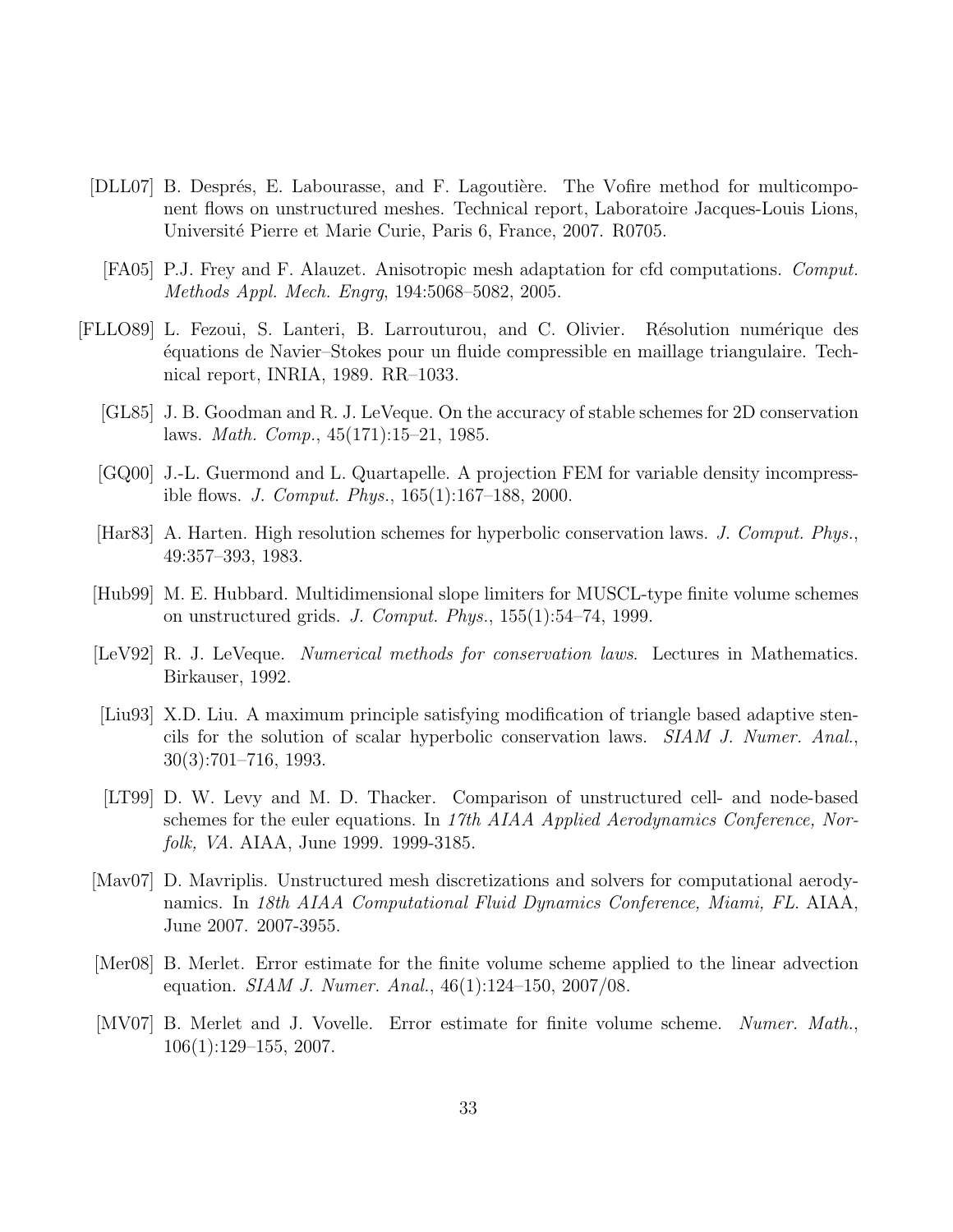[DLL07] B. Després, E. Labourasse, and F. Lagoutière. The Vofire method for multicomponent flows on unstructured meshes. Technical report, Laboratoire Jacques-Louis Lions, Université Pierre et Marie Curie, Paris 6, France, 2007. R0705.

[FA05] P.J. Frey and F. Alauzet. Anisotropic mesh adaptation for cfd computations. *Comput. Methods Appl. Mech. Engrg*, 194:5068–5082, 2005.

[FLLO89] L. Fezoui, S. Lanteri, B. Larrouturou, and C. Olivier. Résolution numérique des équations de Navier–Stokes pour un fluide compressible en maillage triangulaire. Technical report, INRIA, 1989. RR–1033.

[GL85] J. B. Goodman and R. J. LeVeque. On the accuracy of stable schemes for 2D conservation laws. *Math. Comp.*, 45(171):15–21, 1985.

[GQ00] J.-L. Guermond and L. Quartapelle. A projection FEM for variable density incompressible flows. *J. Comput. Phys.*, 165(1):167–188, 2000.

[Har83] A. Harten. High resolution schemes for hyperbolic conservation laws. *J. Comput. Phys.*, 49:357–393, 1983.

[Hub99] M. E. Hubbard. Multidimensional slope limiters for MUSCL-type finite volume schemes on unstructured grids. *J. Comput. Phys.*, 155(1):54–74, 1999.

[LeV92] R. J. LeVeque. *Numerical methods for conservation laws*. Lectures in Mathematics. Birkauser, 1992.

[Liu93] X.D. Liu. A maximum principle satisfying modification of triangle based adaptive stencils for the solution of scalar hyperbolic conservation laws. *SIAM J. Numer. Anal.*, 30(3):701–716, 1993.

[LT99] D. W. Levy and M. D. Thacker. Comparison of unstructured cell- and node-based schemes for the euler equations. In *17th AIAA Applied Aerodynamics Conference, Norfolk, VA*. AIAA, June 1999. 1999-3185.

[Mav07] D. Mavriplis. Unstructured mesh discretizations and solvers for computational aerodynamics. In *18th AIAA Computational Fluid Dynamics Conference, Miami, FL*. AIAA, June 2007. 2007-3955.

[Mer08] B. Merlet. Error estimate for the finite volume scheme applied to the linear advection equation. *SIAM J. Numer. Anal.*, 46(1):124–150, 2007/08.

[MV07] B. Merlet and J. Vovelle. Error estimate for finite volume scheme. *Numer. Math.*, 106(1):129–155, 2007.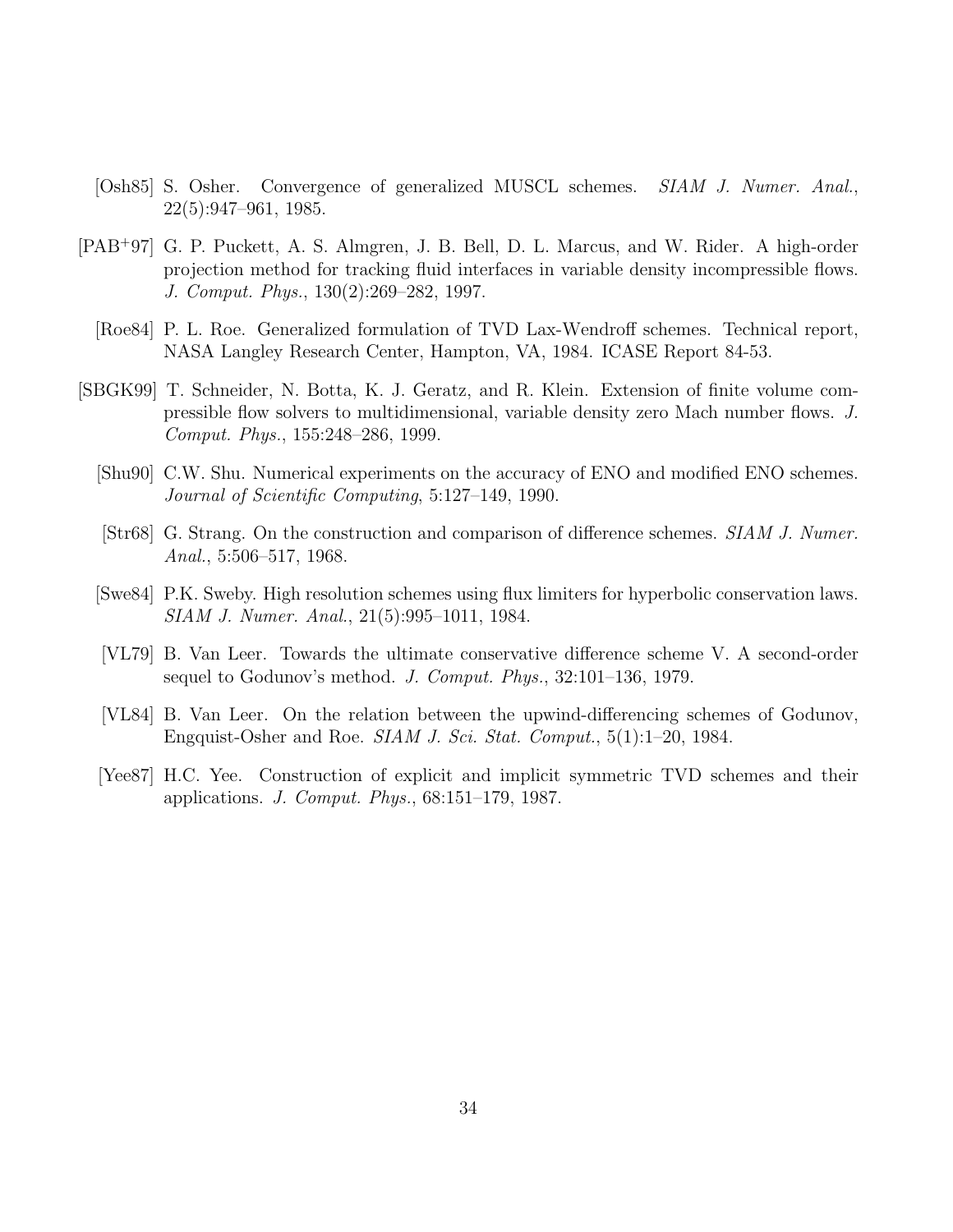[Osh85] S. Osher. Convergence of generalized MUSCL schemes. *SIAM J. Numer. Anal.*, 22(5):947–961, 1985.

[PAB$^+$97] G. P. Puckett, A. S. Almgren, J. B. Bell, D. L. Marcus, and W. Rider. A high-order projection method for tracking fluid interfaces in variable density incompressible flows. *J. Comput. Phys.*, 130(2):269–282, 1997.

[Roe84] P. L. Roe. Generalized formulation of TVD Lax-Wendroff schemes. Technical report, NASA Langley Research Center, Hampton, VA, 1984. ICASE Report 84-53.

[SBGK99] T. Schneider, N. Botta, K. J. Geratz, and R. Klein. Extension of finite volume compressible flow solvers to multidimensional, variable density zero Mach number flows. *J. Comput. Phys.*, 155:248–286, 1999.

[Shu90] C.W. Shu. Numerical experiments on the accuracy of ENO and modified ENO schemes. *Journal of Scientific Computing*, 5:127–149, 1990.

[Str68] G. Strang. On the construction and comparison of difference schemes. *SIAM J. Numer. Anal.*, 5:506–517, 1968.

[Swe84] P.K. Sweby. High resolution schemes using flux limiters for hyperbolic conservation laws. *SIAM J. Numer. Anal.*, 21(5):995–1011, 1984.

[VL79] B. Van Leer. Towards the ultimate conservative difference scheme V. A second-order sequel to Godunov's method. *J. Comput. Phys.*, 32:101–136, 1979.

[VL84] B. Van Leer. On the relation between the upwind-differencing schemes of Godunov, Engquist-Osher and Roe. *SIAM J. Sci. Stat. Comput.*, 5(1):1–20, 1984.

[Yee87] H.C. Yee. Construction of explicit and implicit symmetric TVD schemes and their applications. *J. Comput. Phys.*, 68:151–179, 1987.